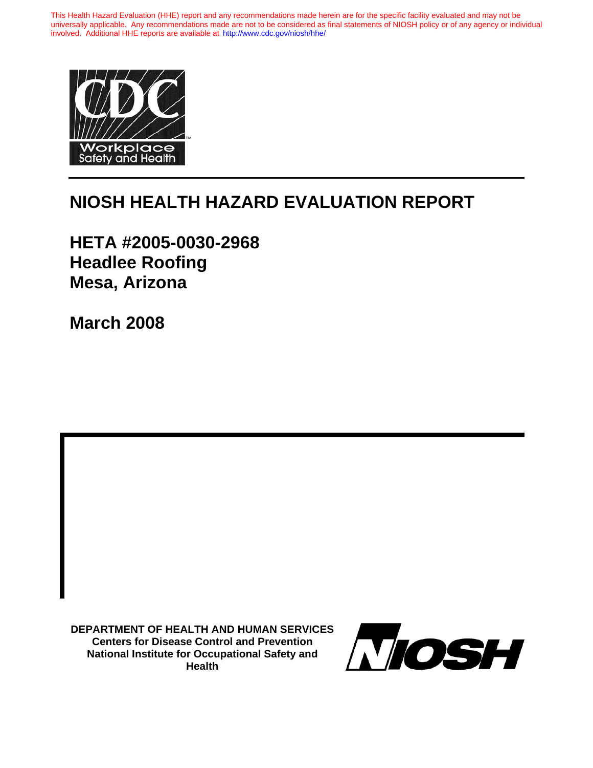This Health Hazard Evaluation (HHE) report and any recommendations made herein are for the specific facility evaluated and may not be universally applicable. Any recommendations made are not to be considered as final statements of NIOSH policy or of any agency or individual involved. Additional HHE reports are available at http://www.cdc.gov/niosh/hhe/

CDC Workplace Safety and Health

# NIOSH HEALTH HAZARD EVALUATION REPORT

## HETA #2005-0030-2968
## Headlee Roofing
## Mesa, Arizona

## March 2008

**DEPARTMENT OF HEALTH AND HUMAN SERVICES**
**Centers for Disease Control and Prevention**
**National Institute for Occupational Safety and Health**

NIOSH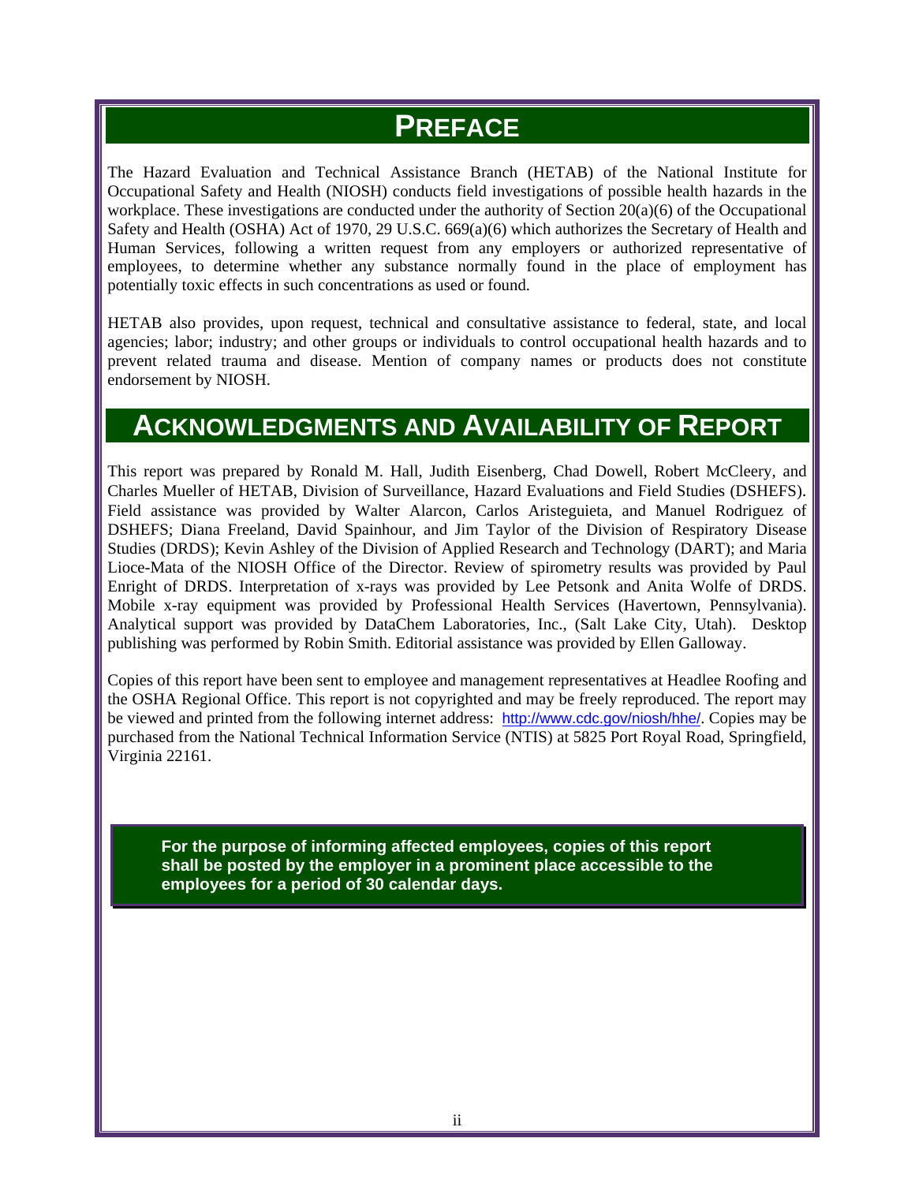# PREFACE

The Hazard Evaluation and Technical Assistance Branch (HETAB) of the National Institute for Occupational Safety and Health (NIOSH) conducts field investigations of possible health hazards in the workplace. These investigations are conducted under the authority of Section 20(a)(6) of the Occupational Safety and Health (OSHA) Act of 1970, 29 U.S.C. 669(a)(6) which authorizes the Secretary of Health and Human Services, following a written request from any employers or authorized representative of employees, to determine whether any substance normally found in the place of employment has potentially toxic effects in such concentrations as used or found.

HETAB also provides, upon request, technical and consultative assistance to federal, state, and local agencies; labor; industry; and other groups or individuals to control occupational health hazards and to prevent related trauma and disease. Mention of company names or products does not constitute endorsement by NIOSH.

# ACKNOWLEDGMENTS AND AVAILABILITY OF REPORT

This report was prepared by Ronald M. Hall, Judith Eisenberg, Chad Dowell, Robert McCleery, and Charles Mueller of HETAB, Division of Surveillance, Hazard Evaluations and Field Studies (DSHEFS). Field assistance was provided by Walter Alarcon, Carlos Aristeguieta, and Manuel Rodriguez of DSHEFS; Diana Freeland, David Spainhour, and Jim Taylor of the Division of Respiratory Disease Studies (DRDS); Kevin Ashley of the Division of Applied Research and Technology (DART); and Maria Lioce-Mata of the NIOSH Office of the Director. Review of spirometry results was provided by Paul Enright of DRDS. Interpretation of x-rays was provided by Lee Petsonk and Anita Wolfe of DRDS. Mobile x-ray equipment was provided by Professional Health Services (Havertown, Pennsylvania). Analytical support was provided by DataChem Laboratories, Inc., (Salt Lake City, Utah). Desktop publishing was performed by Robin Smith. Editorial assistance was provided by Ellen Galloway.

Copies of this report have been sent to employee and management representatives at Headlee Roofing and the OSHA Regional Office. This report is not copyrighted and may be freely reproduced. The report may be viewed and printed from the following internet address: http://www.cdc.gov/niosh/hhe/. Copies may be purchased from the National Technical Information Service (NTIS) at 5825 Port Royal Road, Springfield, Virginia 22161.

**For the purpose of informing affected employees, copies of this report shall be posted by the employer in a prominent place accessible to the employees for a period of 30 calendar days.**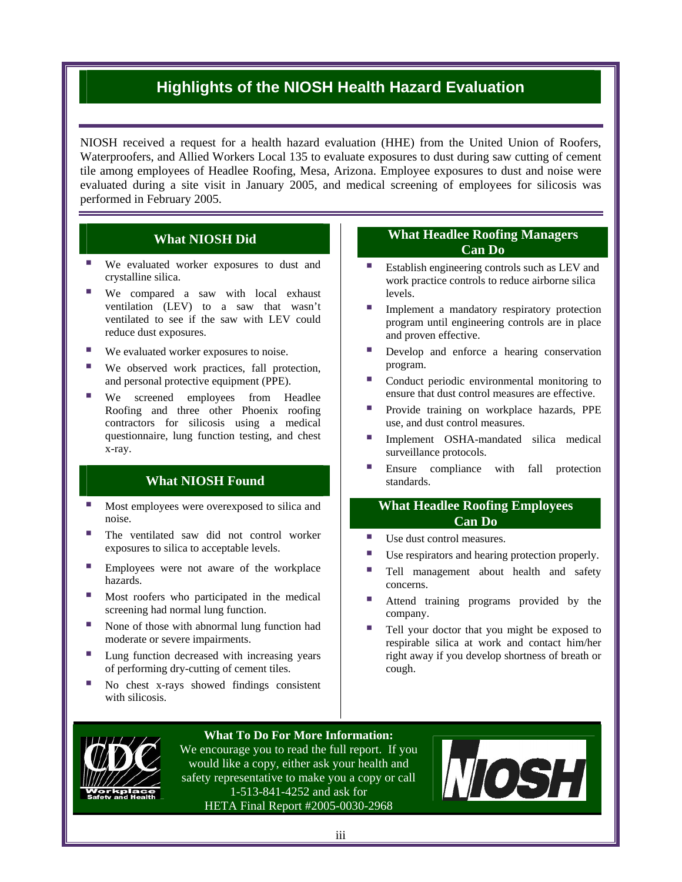# Highlights of the NIOSH Health Hazard Evaluation

NIOSH received a request for a health hazard evaluation (HHE) from the United Union of Roofers, Waterproofers, and Allied Workers Local 135 to evaluate exposures to dust during saw cutting of cement tile among employees of Headlee Roofing, Mesa, Arizona. Employee exposures to dust and noise were evaluated during a site visit in January 2005, and medical screening of employees for silicosis was performed in February 2005.

## What NIOSH Did

- We evaluated worker exposures to dust and crystalline silica.
- We compared a saw with local exhaust ventilation (LEV) to a saw that wasn't ventilated to see if the saw with LEV could reduce dust exposures.
- We evaluated worker exposures to noise.
- We observed work practices, fall protection, and personal protective equipment (PPE).
- We screened employees from Headlee Roofing and three other Phoenix roofing contractors for silicosis using a medical questionnaire, lung function testing, and chest x-ray.

## What NIOSH Found

- Most employees were overexposed to silica and noise.
- The ventilated saw did not control worker exposures to silica to acceptable levels.
- Employees were not aware of the workplace hazards.
- Most roofers who participated in the medical screening had normal lung function.
- None of those with abnormal lung function had moderate or severe impairments.
- Lung function decreased with increasing years of performing dry-cutting of cement tiles.
- No chest x-rays showed findings consistent with silicosis.

## What Headlee Roofing Managers Can Do

- Establish engineering controls such as LEV and work practice controls to reduce airborne silica levels.
- Implement a mandatory respiratory protection program until engineering controls are in place and proven effective.
- Develop and enforce a hearing conservation program.
- Conduct periodic environmental monitoring to ensure that dust control measures are effective.
- Provide training on workplace hazards, PPE use, and dust control measures.
- Implement OSHA-mandated silica medical surveillance protocols.
- Ensure compliance with fall protection standards.

## What Headlee Roofing Employees Can Do

- Use dust control measures.
- Use respirators and hearing protection properly.
- Tell management about health and safety concerns.
- Attend training programs provided by the company.
- Tell your doctor that you might be exposed to respirable silica at work and contact him/her right away if you develop shortness of breath or cough.

**What To Do For More Information:**
We encourage you to read the full report. If you would like a copy, either ask your health and safety representative to make you a copy or call 1-513-841-4252 and ask for HETA Final Report #2005-0030-2968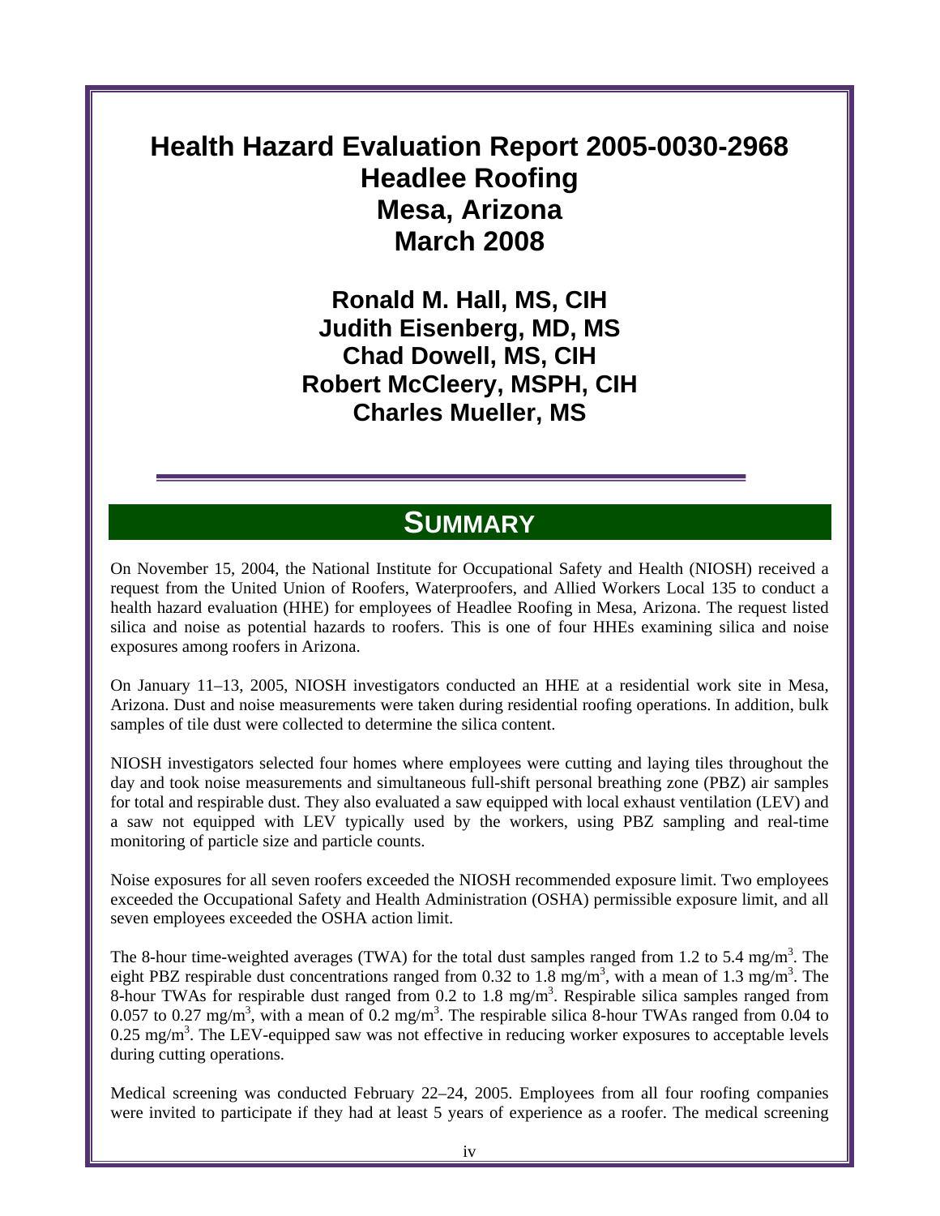# Health Hazard Evaluation Report 2005-0030-2968
# Headlee Roofing
# Mesa, Arizona
# March 2008

**Ronald M. Hall, MS, CIH**
**Judith Eisenberg, MD, MS**
**Chad Dowell, MS, CIH**
**Robert McCleery, MSPH, CIH**
**Charles Mueller, MS**

## SUMMARY

On November 15, 2004, the National Institute for Occupational Safety and Health (NIOSH) received a request from the United Union of Roofers, Waterproofers, and Allied Workers Local 135 to conduct a health hazard evaluation (HHE) for employees of Headlee Roofing in Mesa, Arizona. The request listed silica and noise as potential hazards to roofers. This is one of four HHEs examining silica and noise exposures among roofers in Arizona.

On January 11–13, 2005, NIOSH investigators conducted an HHE at a residential work site in Mesa, Arizona. Dust and noise measurements were taken during residential roofing operations. In addition, bulk samples of tile dust were collected to determine the silica content.

NIOSH investigators selected four homes where employees were cutting and laying tiles throughout the day and took noise measurements and simultaneous full-shift personal breathing zone (PBZ) air samples for total and respirable dust. They also evaluated a saw equipped with local exhaust ventilation (LEV) and a saw not equipped with LEV typically used by the workers, using PBZ sampling and real-time monitoring of particle size and particle counts.

Noise exposures for all seven roofers exceeded the NIOSH recommended exposure limit. Two employees exceeded the Occupational Safety and Health Administration (OSHA) permissible exposure limit, and all seven employees exceeded the OSHA action limit.

The 8-hour time-weighted averages (TWA) for the total dust samples ranged from 1.2 to 5.4 mg/m$^3$. The eight PBZ respirable dust concentrations ranged from 0.32 to 1.8 mg/m$^3$, with a mean of 1.3 mg/m$^3$. The 8-hour TWAs for respirable dust ranged from 0.2 to 1.8 mg/m$^3$. Respirable silica samples ranged from 0.057 to 0.27 mg/m$^3$, with a mean of 0.2 mg/m$^3$. The respirable silica 8-hour TWAs ranged from 0.04 to 0.25 mg/m$^3$. The LEV-equipped saw was not effective in reducing worker exposures to acceptable levels during cutting operations.

Medical screening was conducted February 22–24, 2005. Employees from all four roofing companies were invited to participate if they had at least 5 years of experience as a roofer. The medical screening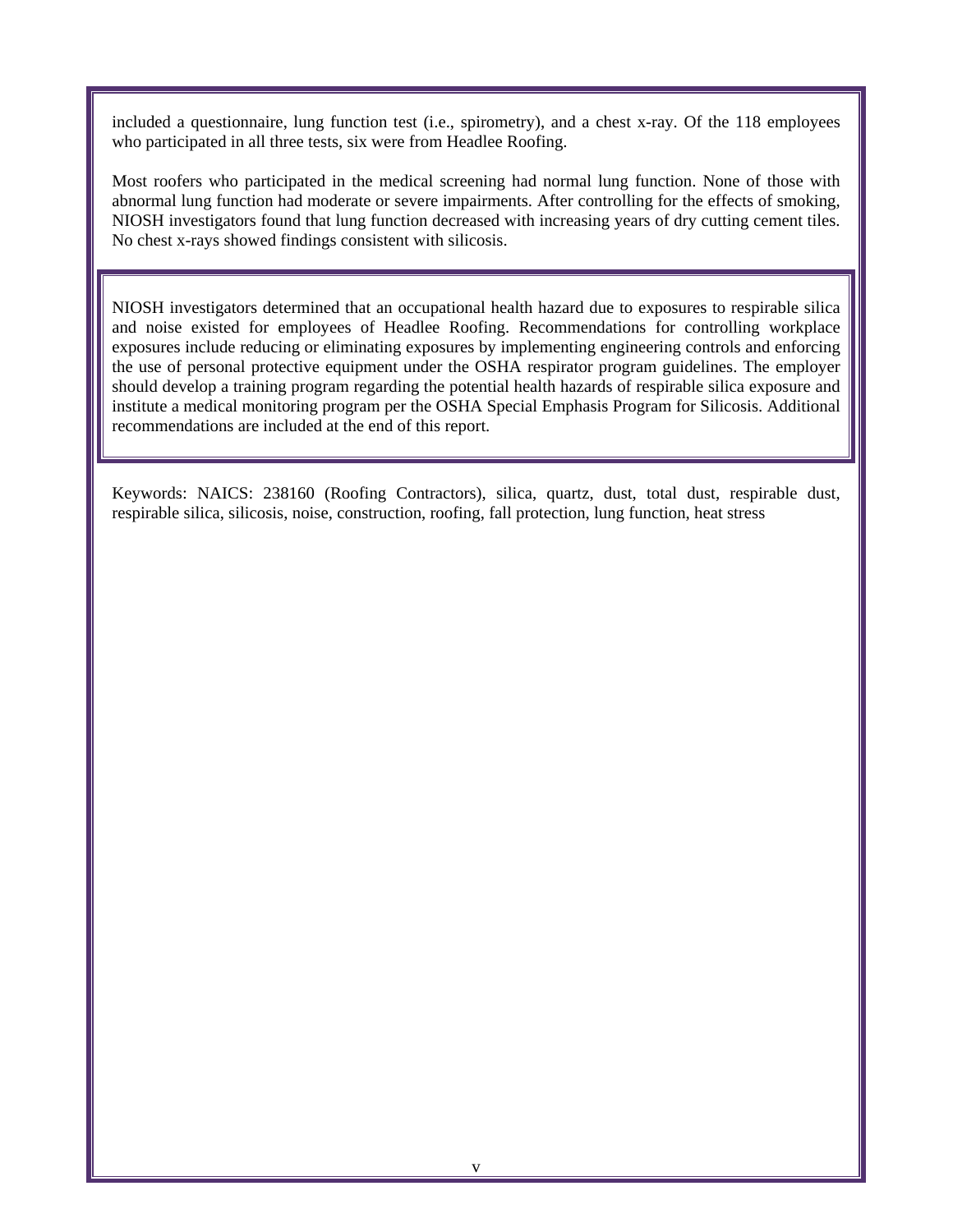included a questionnaire, lung function test (i.e., spirometry), and a chest x-ray. Of the 118 employees who participated in all three tests, six were from Headlee Roofing.

Most roofers who participated in the medical screening had normal lung function. None of those with abnormal lung function had moderate or severe impairments. After controlling for the effects of smoking, NIOSH investigators found that lung function decreased with increasing years of dry cutting cement tiles. No chest x-rays showed findings consistent with silicosis.

NIOSH investigators determined that an occupational health hazard due to exposures to respirable silica and noise existed for employees of Headlee Roofing. Recommendations for controlling workplace exposures include reducing or eliminating exposures by implementing engineering controls and enforcing the use of personal protective equipment under the OSHA respirator program guidelines. The employer should develop a training program regarding the potential health hazards of respirable silica exposure and institute a medical monitoring program per the OSHA Special Emphasis Program for Silicosis. Additional recommendations are included at the end of this report.

Keywords: NAICS: 238160 (Roofing Contractors), silica, quartz, dust, total dust, respirable dust, respirable silica, silicosis, noise, construction, roofing, fall protection, lung function, heat stress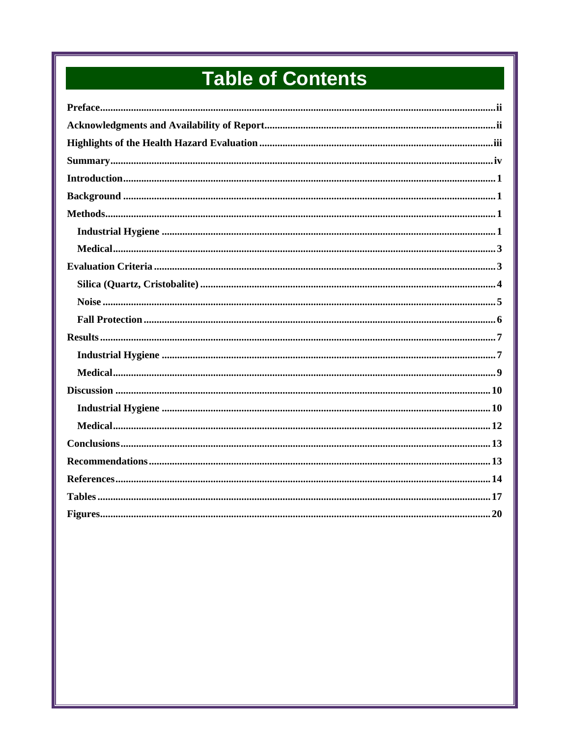# Table of Contents

- Preface ii
- Acknowledgments and Availability of Report ii
- Highlights of the Health Hazard Evaluation iii
- Summary iv
- Introduction 1
- Background 1
- Methods 1
  - Industrial Hygiene 1
  - Medical 3
- Evaluation Criteria 3
  - Silica (Quartz, Cristobalite) 4
  - Noise 5
  - Fall Protection 6
- Results 7
  - Industrial Hygiene 7
  - Medical 9
- Discussion 10
  - Industrial Hygiene 10
  - Medical 12
- Conclusions 13
- Recommendations 13
- References 14
- Tables 17
- Figures 20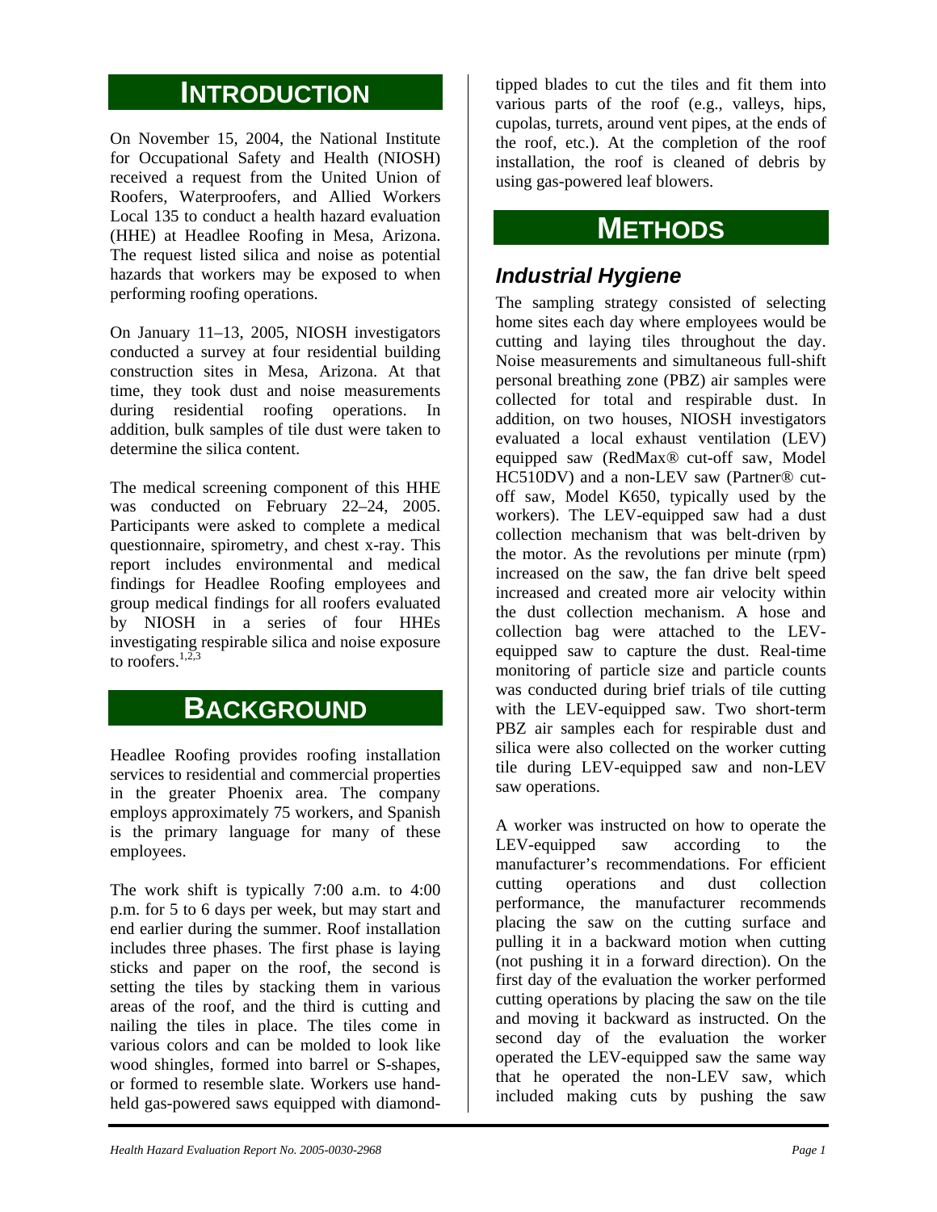# INTRODUCTION

On November 15, 2004, the National Institute for Occupational Safety and Health (NIOSH) received a request from the United Union of Roofers, Waterproofers, and Allied Workers Local 135 to conduct a health hazard evaluation (HHE) at Headlee Roofing in Mesa, Arizona. The request listed silica and noise as potential hazards that workers may be exposed to when performing roofing operations.

On January 11–13, 2005, NIOSH investigators conducted a survey at four residential building construction sites in Mesa, Arizona. At that time, they took dust and noise measurements during residential roofing operations. In addition, bulk samples of tile dust were taken to determine the silica content.

The medical screening component of this HHE was conducted on February 22–24, 2005. Participants were asked to complete a medical questionnaire, spirometry, and chest x-ray. This report includes environmental and medical findings for Headlee Roofing employees and group medical findings for all roofers evaluated by NIOSH in a series of four HHEs investigating respirable silica and noise exposure to roofers.[1,2,3]

# BACKGROUND

Headlee Roofing provides roofing installation services to residential and commercial properties in the greater Phoenix area. The company employs approximately 75 workers, and Spanish is the primary language for many of these employees.

The work shift is typically 7:00 a.m. to 4:00 p.m. for 5 to 6 days per week, but may start and end earlier during the summer. Roof installation includes three phases. The first phase is laying sticks and paper on the roof, the second is setting the tiles by stacking them in various areas of the roof, and the third is cutting and nailing the tiles in place. The tiles come in various colors and can be molded to look like wood shingles, formed into barrel or S-shapes, or formed to resemble slate. Workers use hand-held gas-powered saws equipped with diamond-tipped blades to cut the tiles and fit them into various parts of the roof (e.g., valleys, hips, cupolas, turrets, around vent pipes, at the ends of the roof, etc.). At the completion of the roof installation, the roof is cleaned of debris by using gas-powered leaf blowers.

# METHODS

## *Industrial Hygiene*

The sampling strategy consisted of selecting home sites each day where employees would be cutting and laying tiles throughout the day. Noise measurements and simultaneous full-shift personal breathing zone (PBZ) air samples were collected for total and respirable dust. In addition, on two houses, NIOSH investigators evaluated a local exhaust ventilation (LEV) equipped saw (RedMax® cut-off saw, Model HC510DV) and a non-LEV saw (Partner® cut-off saw, Model K650, typically used by the workers). The LEV-equipped saw had a dust collection mechanism that was belt-driven by the motor. As the revolutions per minute (rpm) increased on the saw, the fan drive belt speed increased and created more air velocity within the dust collection mechanism. A hose and collection bag were attached to the LEV-equipped saw to capture the dust. Real-time monitoring of particle size and particle counts was conducted during brief trials of tile cutting with the LEV-equipped saw. Two short-term PBZ air samples each for respirable dust and silica were also collected on the worker cutting tile during LEV-equipped saw and non-LEV saw operations.

A worker was instructed on how to operate the LEV-equipped saw according to the manufacturer's recommendations. For efficient cutting operations and dust collection performance, the manufacturer recommends placing the saw on the cutting surface and pulling it in a backward motion when cutting (not pushing it in a forward direction). On the first day of the evaluation the worker performed cutting operations by placing the saw on the tile and moving it backward as instructed. On the second day of the evaluation the worker operated the LEV-equipped saw the same way that he operated the non-LEV saw, which included making cuts by pushing the saw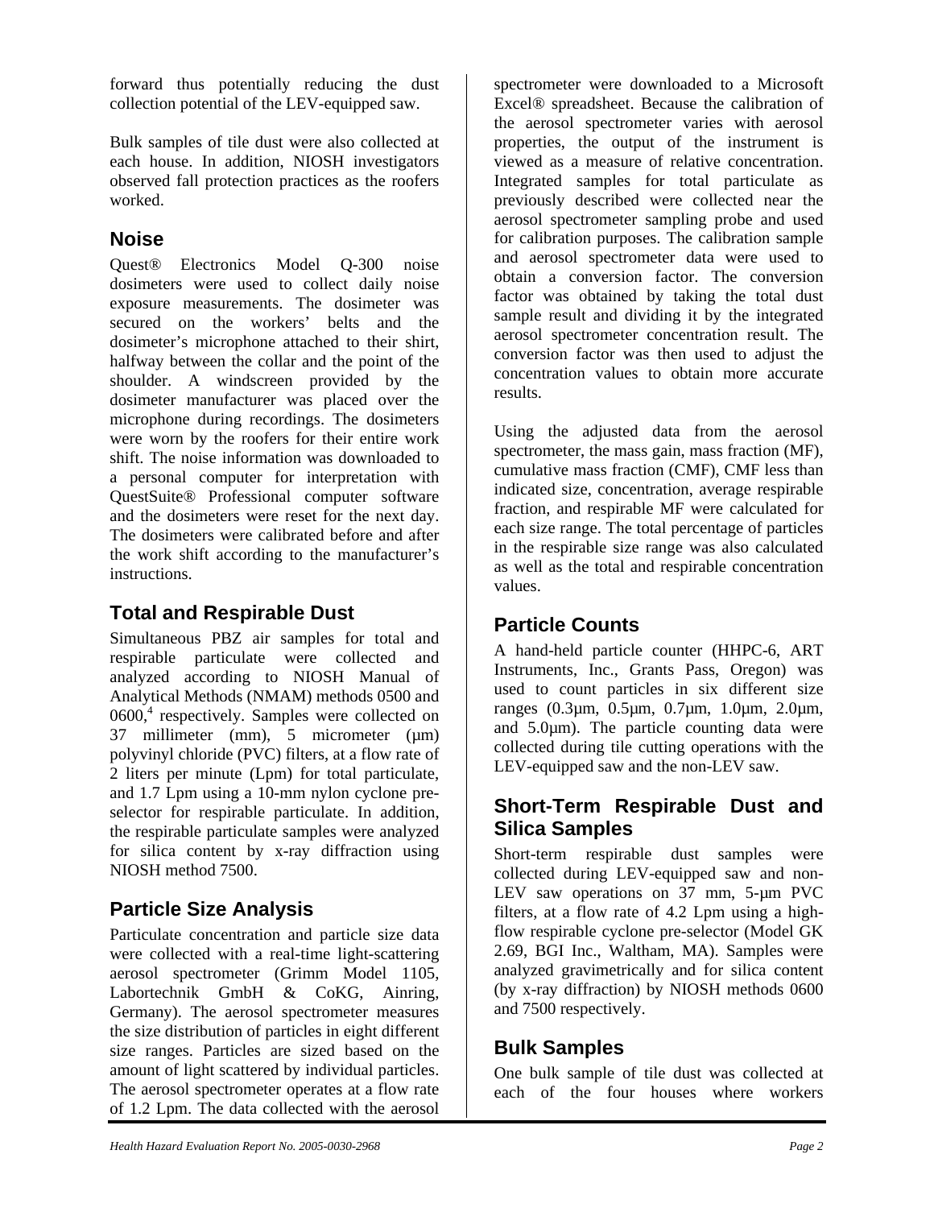forward thus potentially reducing the dust collection potential of the LEV-equipped saw.

Bulk samples of tile dust were also collected at each house. In addition, NIOSH investigators observed fall protection practices as the roofers worked.

## Noise

Quest® Electronics Model Q-300 noise dosimeters were used to collect daily noise exposure measurements. The dosimeter was secured on the workers' belts and the dosimeter's microphone attached to their shirt, halfway between the collar and the point of the shoulder. A windscreen provided by the dosimeter manufacturer was placed over the microphone during recordings. The dosimeters were worn by the roofers for their entire work shift. The noise information was downloaded to a personal computer for interpretation with QuestSuite® Professional computer software and the dosimeters were reset for the next day. The dosimeters were calibrated before and after the work shift according to the manufacturer's instructions.

## Total and Respirable Dust

Simultaneous PBZ air samples for total and respirable particulate were collected and analyzed according to NIOSH Manual of Analytical Methods (NMAM) methods 0500 and 0600,[4] respectively. Samples were collected on 37 millimeter (mm), 5 micrometer (µm) polyvinyl chloride (PVC) filters, at a flow rate of 2 liters per minute (Lpm) for total particulate, and 1.7 Lpm using a 10-mm nylon cyclone pre-selector for respirable particulate. In addition, the respirable particulate samples were analyzed for silica content by x-ray diffraction using NIOSH method 7500.

## Particle Size Analysis

Particulate concentration and particle size data were collected with a real-time light-scattering aerosol spectrometer (Grimm Model 1105, Labortechnik GmbH & CoKG, Ainring, Germany). The aerosol spectrometer measures the size distribution of particles in eight different size ranges. Particles are sized based on the amount of light scattered by individual particles. The aerosol spectrometer operates at a flow rate of 1.2 Lpm. The data collected with the aerosol spectrometer were downloaded to a Microsoft Excel® spreadsheet. Because the calibration of the aerosol spectrometer varies with aerosol properties, the output of the instrument is viewed as a measure of relative concentration. Integrated samples for total particulate as previously described were collected near the aerosol spectrometer sampling probe and used for calibration purposes. The calibration sample and aerosol spectrometer data were used to obtain a conversion factor. The conversion factor was obtained by taking the total dust sample result and dividing it by the integrated aerosol spectrometer concentration result. The conversion factor was then used to adjust the concentration values to obtain more accurate results.

Using the adjusted data from the aerosol spectrometer, the mass gain, mass fraction (MF), cumulative mass fraction (CMF), CMF less than indicated size, concentration, average respirable fraction, and respirable MF were calculated for each size range. The total percentage of particles in the respirable size range was also calculated as well as the total and respirable concentration values.

## Particle Counts

A hand-held particle counter (HHPC-6, ART Instruments, Inc., Grants Pass, Oregon) was used to count particles in six different size ranges (0.3µm, 0.5µm, 0.7µm, 1.0µm, 2.0µm, and 5.0µm). The particle counting data were collected during tile cutting operations with the LEV-equipped saw and the non-LEV saw.

## Short-Term Respirable Dust and Silica Samples

Short-term respirable dust samples were collected during LEV-equipped saw and non-LEV saw operations on 37 mm, 5-µm PVC filters, at a flow rate of 4.2 Lpm using a high-flow respirable cyclone pre-selector (Model GK 2.69, BGI Inc., Waltham, MA). Samples were analyzed gravimetrically and for silica content (by x-ray diffraction) by NIOSH methods 0600 and 7500 respectively.

## Bulk Samples

One bulk sample of tile dust was collected at each of the four houses where workers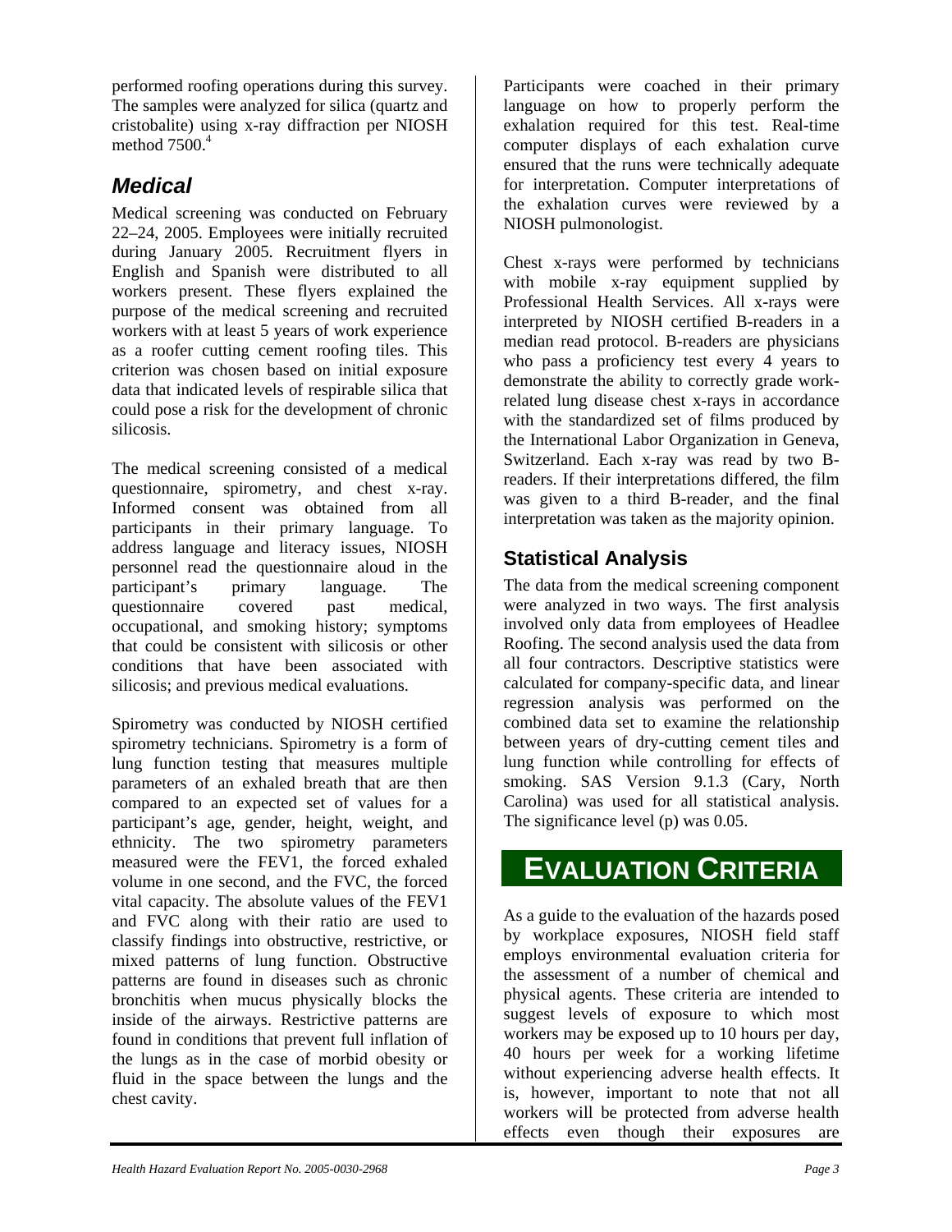performed roofing operations during this survey. The samples were analyzed for silica (quartz and cristobalite) using x-ray diffraction per NIOSH method 7500.[4]

## *Medical*

Medical screening was conducted on February 22–24, 2005. Employees were initially recruited during January 2005. Recruitment flyers in English and Spanish were distributed to all workers present. These flyers explained the purpose of the medical screening and recruited workers with at least 5 years of work experience as a roofer cutting cement roofing tiles. This criterion was chosen based on initial exposure data that indicated levels of respirable silica that could pose a risk for the development of chronic silicosis.

The medical screening consisted of a medical questionnaire, spirometry, and chest x-ray. Informed consent was obtained from all participants in their primary language. To address language and literacy issues, NIOSH personnel read the questionnaire aloud in the participant's primary language. The questionnaire covered past medical, occupational, and smoking history; symptoms that could be consistent with silicosis or other conditions that have been associated with silicosis; and previous medical evaluations.

Spirometry was conducted by NIOSH certified spirometry technicians. Spirometry is a form of lung function testing that measures multiple parameters of an exhaled breath that are then compared to an expected set of values for a participant's age, gender, height, weight, and ethnicity. The two spirometry parameters measured were the FEV1, the forced exhaled volume in one second, and the FVC, the forced vital capacity. The absolute values of the FEV1 and FVC along with their ratio are used to classify findings into obstructive, restrictive, or mixed patterns of lung function. Obstructive patterns are found in diseases such as chronic bronchitis when mucus physically blocks the inside of the airways. Restrictive patterns are found in conditions that prevent full inflation of the lungs as in the case of morbid obesity or fluid in the space between the lungs and the chest cavity.

Participants were coached in their primary language on how to properly perform the exhalation required for this test. Real-time computer displays of each exhalation curve ensured that the runs were technically adequate for interpretation. Computer interpretations of the exhalation curves were reviewed by a NIOSH pulmonologist.

Chest x-rays were performed by technicians with mobile x-ray equipment supplied by Professional Health Services. All x-rays were interpreted by NIOSH certified B-readers in a median read protocol. B-readers are physicians who pass a proficiency test every 4 years to demonstrate the ability to correctly grade work-related lung disease chest x-rays in accordance with the standardized set of films produced by the International Labor Organization in Geneva, Switzerland. Each x-ray was read by two B-readers. If their interpretations differed, the film was given to a third B-reader, and the final interpretation was taken as the majority opinion.

### Statistical Analysis

The data from the medical screening component were analyzed in two ways. The first analysis involved only data from employees of Headlee Roofing. The second analysis used the data from all four contractors. Descriptive statistics were calculated for company-specific data, and linear regression analysis was performed on the combined data set to examine the relationship between years of dry-cutting cement tiles and lung function while controlling for effects of smoking. SAS Version 9.1.3 (Cary, North Carolina) was used for all statistical analysis. The significance level (p) was 0.05.

# EVALUATION CRITERIA

As a guide to the evaluation of the hazards posed by workplace exposures, NIOSH field staff employs environmental evaluation criteria for the assessment of a number of chemical and physical agents. These criteria are intended to suggest levels of exposure to which most workers may be exposed up to 10 hours per day, 40 hours per week for a working lifetime without experiencing adverse health effects. It is, however, important to note that not all workers will be protected from adverse health effects even though their exposures are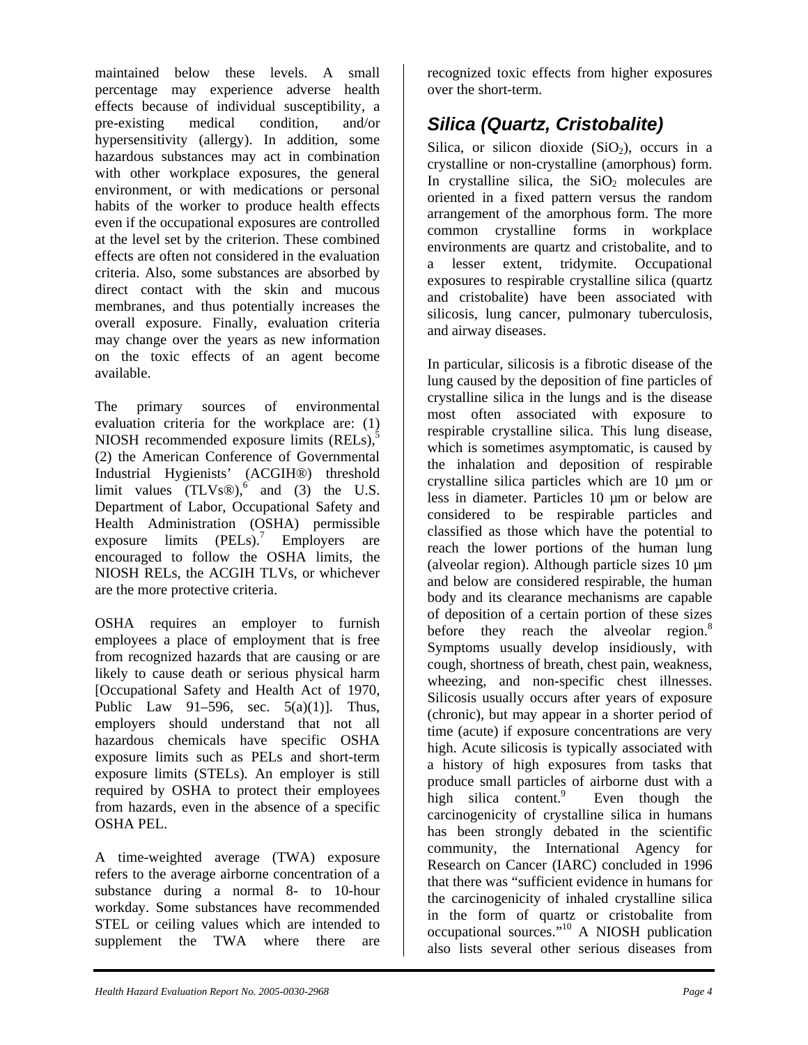maintained below these levels. A small percentage may experience adverse health effects because of individual susceptibility, a pre-existing medical condition, and/or hypersensitivity (allergy). In addition, some hazardous substances may act in combination with other workplace exposures, the general environment, or with medications or personal habits of the worker to produce health effects even if the occupational exposures are controlled at the level set by the criterion. These combined effects are often not considered in the evaluation criteria. Also, some substances are absorbed by direct contact with the skin and mucous membranes, and thus potentially increases the overall exposure. Finally, evaluation criteria may change over the years as new information on the toxic effects of an agent become available.

The primary sources of environmental evaluation criteria for the workplace are: (1) NIOSH recommended exposure limits (RELs),[5] (2) the American Conference of Governmental Industrial Hygienists' (ACGIH®) threshold limit values (TLVs®),[6] and (3) the U.S. Department of Labor, Occupational Safety and Health Administration (OSHA) permissible exposure limits (PELs).[7] Employers are encouraged to follow the OSHA limits, the NIOSH RELs, the ACGIH TLVs, or whichever are the more protective criteria.

OSHA requires an employer to furnish employees a place of employment that is free from recognized hazards that are causing or are likely to cause death or serious physical harm [Occupational Safety and Health Act of 1970, Public Law 91–596, sec. 5(a)(1)]. Thus, employers should understand that not all hazardous chemicals have specific OSHA exposure limits such as PELs and short-term exposure limits (STELs). An employer is still required by OSHA to protect their employees from hazards, even in the absence of a specific OSHA PEL.

A time-weighted average (TWA) exposure refers to the average airborne concentration of a substance during a normal 8- to 10-hour workday. Some substances have recommended STEL or ceiling values which are intended to supplement the TWA where there are recognized toxic effects from higher exposures over the short-term.

## Silica (Quartz, Cristobalite)

Silica, or silicon dioxide ($SiO_2$), occurs in a crystalline or non-crystalline (amorphous) form. In crystalline silica, the $SiO_2$ molecules are oriented in a fixed pattern versus the random arrangement of the amorphous form. The more common crystalline forms in workplace environments are quartz and cristobalite, and to a lesser extent, tridymite. Occupational exposures to respirable crystalline silica (quartz and cristobalite) have been associated with silicosis, lung cancer, pulmonary tuberculosis, and airway diseases.

In particular, silicosis is a fibrotic disease of the lung caused by the deposition of fine particles of crystalline silica in the lungs and is the disease most often associated with exposure to respirable crystalline silica. This lung disease, which is sometimes asymptomatic, is caused by the inhalation and deposition of respirable crystalline silica particles which are 10 µm or less in diameter. Particles 10 µm or below are considered to be respirable particles and classified as those which have the potential to reach the lower portions of the human lung (alveolar region). Although particle sizes 10 µm and below are considered respirable, the human body and its clearance mechanisms are capable of deposition of a certain portion of these sizes before they reach the alveolar region.[8] Symptoms usually develop insidiously, with cough, shortness of breath, chest pain, weakness, wheezing, and non-specific chest illnesses. Silicosis usually occurs after years of exposure (chronic), but may appear in a shorter period of time (acute) if exposure concentrations are very high. Acute silicosis is typically associated with a history of high exposures from tasks that produce small particles of airborne dust with a high silica content.[9] Even though the carcinogenicity of crystalline silica in humans has been strongly debated in the scientific community, the International Agency for Research on Cancer (IARC) concluded in 1996 that there was "sufficient evidence in humans for the carcinogenicity of inhaled crystalline silica in the form of quartz or cristobalite from occupational sources."[10] A NIOSH publication also lists several other serious diseases from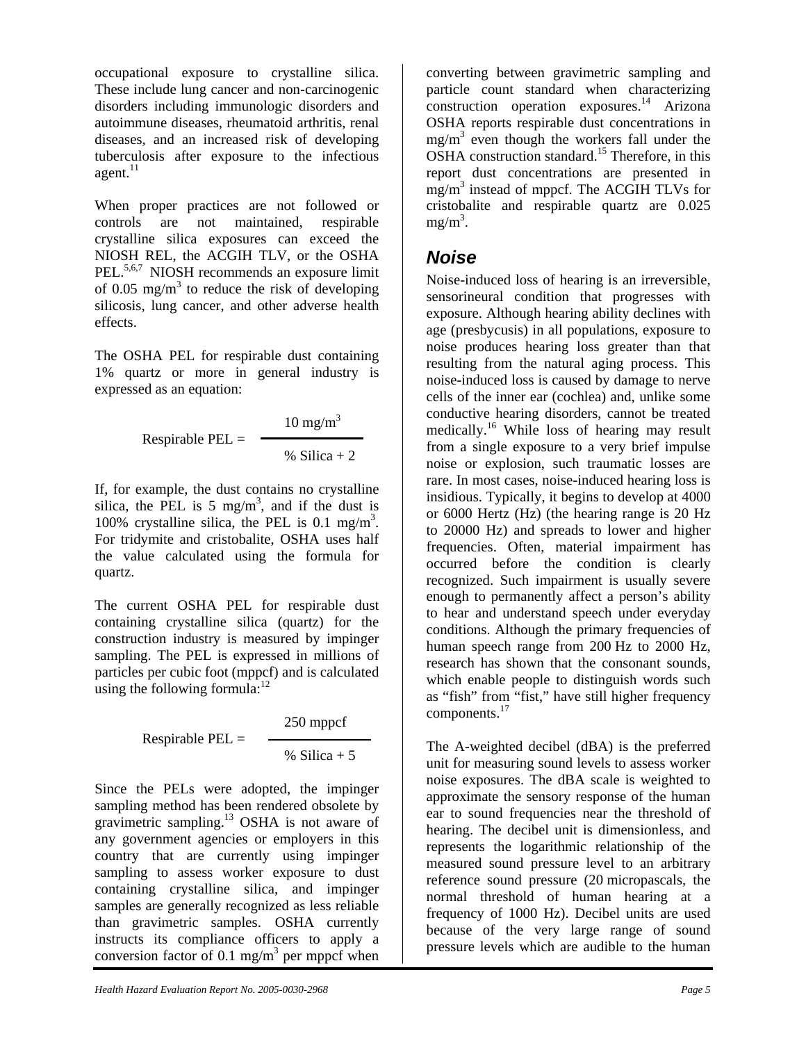occupational exposure to crystalline silica. These include lung cancer and non-carcinogenic disorders including immunologic disorders and autoimmune diseases, rheumatoid arthritis, renal diseases, and an increased risk of developing tuberculosis after exposure to the infectious agent.[11]

When proper practices are not followed or controls are not maintained, respirable crystalline silica exposures can exceed the NIOSH REL, the ACGIH TLV, or the OSHA PEL.[5,6,7] NIOSH recommends an exposure limit of 0.05 mg/m$^3$ to reduce the risk of developing silicosis, lung cancer, and other adverse health effects.

The OSHA PEL for respirable dust containing 1% quartz or more in general industry is expressed as an equation:

$$\text{Respirable PEL} = \frac{10 \text{ mg/m}^3}{\% \text{ Silica} + 2}$$

If, for example, the dust contains no crystalline silica, the PEL is 5 mg/m$^3$, and if the dust is 100% crystalline silica, the PEL is 0.1 mg/m$^3$. For tridymite and cristobalite, OSHA uses half the value calculated using the formula for quartz.

The current OSHA PEL for respirable dust containing crystalline silica (quartz) for the construction industry is measured by impinger sampling. The PEL is expressed in millions of particles per cubic foot (mppcf) and is calculated using the following formula:[12]

$$\text{Respirable PEL} = \frac{250 \text{ mppcf}}{\% \text{ Silica} + 5}$$

Since the PELs were adopted, the impinger sampling method has been rendered obsolete by gravimetric sampling.[13] OSHA is not aware of any government agencies or employers in this country that are currently using impinger sampling to assess worker exposure to dust containing crystalline silica, and impinger samples are generally recognized as less reliable than gravimetric samples. OSHA currently instructs its compliance officers to apply a conversion factor of 0.1 mg/m$^3$ per mppcf when converting between gravimetric sampling and particle count standard when characterizing construction operation exposures.[14] Arizona OSHA reports respirable dust concentrations in mg/m$^3$ even though the workers fall under the OSHA construction standard.[15] Therefore, in this report dust concentrations are presented in mg/m$^3$ instead of mppcf. The ACGIH TLVs for cristobalite and respirable quartz are 0.025 mg/m$^3$.

## *Noise*

Noise-induced loss of hearing is an irreversible, sensorineural condition that progresses with exposure. Although hearing ability declines with age (presbycusis) in all populations, exposure to noise produces hearing loss greater than that resulting from the natural aging process. This noise-induced loss is caused by damage to nerve cells of the inner ear (cochlea) and, unlike some conductive hearing disorders, cannot be treated medically.[16] While loss of hearing may result from a single exposure to a very brief impulse noise or explosion, such traumatic losses are rare. In most cases, noise-induced hearing loss is insidious. Typically, it begins to develop at 4000 or 6000 Hertz (Hz) (the hearing range is 20 Hz to 20000 Hz) and spreads to lower and higher frequencies. Often, material impairment has occurred before the condition is clearly recognized. Such impairment is usually severe enough to permanently affect a person's ability to hear and understand speech under everyday conditions. Although the primary frequencies of human speech range from 200 Hz to 2000 Hz, research has shown that the consonant sounds, which enable people to distinguish words such as "fish" from "fist," have still higher frequency components.[17]

The A-weighted decibel (dBA) is the preferred unit for measuring sound levels to assess worker noise exposures. The dBA scale is weighted to approximate the sensory response of the human ear to sound frequencies near the threshold of hearing. The decibel unit is dimensionless, and represents the logarithmic relationship of the measured sound pressure level to an arbitrary reference sound pressure (20 micropascals, the normal threshold of human hearing at a frequency of 1000 Hz). Decibel units are used because of the very large range of sound pressure levels which are audible to the human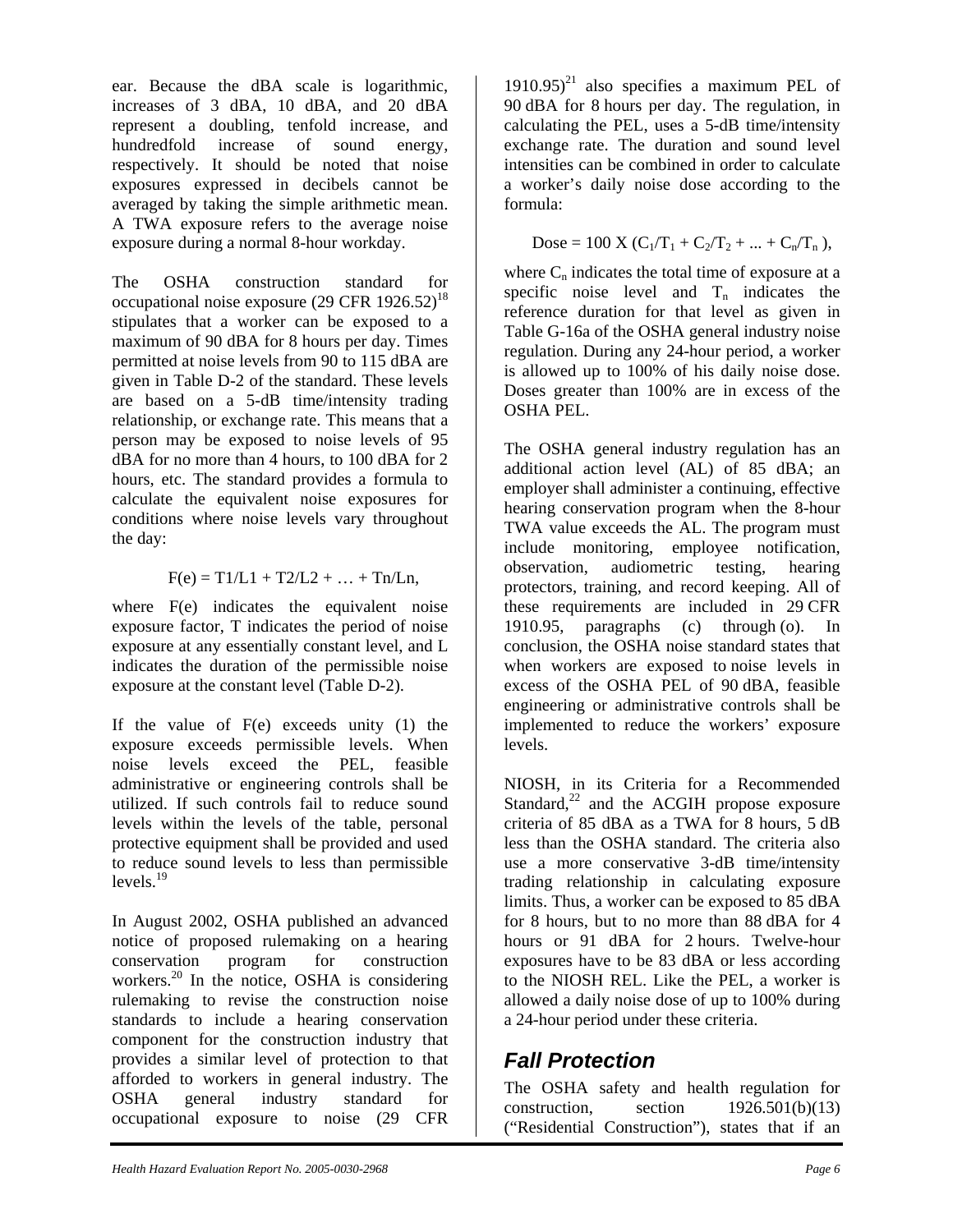ear. Because the dBA scale is logarithmic, increases of 3 dBA, 10 dBA, and 20 dBA represent a doubling, tenfold increase, and hundredfold increase of sound energy, respectively. It should be noted that noise exposures expressed in decibels cannot be averaged by taking the simple arithmetic mean. A TWA exposure refers to the average noise exposure during a normal 8-hour workday.

The OSHA construction standard for occupational noise exposure (29 CFR 1926.52)[18] stipulates that a worker can be exposed to a maximum of 90 dBA for 8 hours per day. Times permitted at noise levels from 90 to 115 dBA are given in Table D-2 of the standard. These levels are based on a 5-dB time/intensity trading relationship, or exchange rate. This means that a person may be exposed to noise levels of 95 dBA for no more than 4 hours, to 100 dBA for 2 hours, etc. The standard provides a formula to calculate the equivalent noise exposures for conditions where noise levels vary throughout the day:

$$F(e) = T1/L1 + T2/L2 + \ldots + Tn/Ln,$$

where F(e) indicates the equivalent noise exposure factor, T indicates the period of noise exposure at any essentially constant level, and L indicates the duration of the permissible noise exposure at the constant level (Table D-2).

If the value of F(e) exceeds unity (1) the exposure exceeds permissible levels. When noise levels exceed the PEL, feasible administrative or engineering controls shall be utilized. If such controls fail to reduce sound levels within the levels of the table, personal protective equipment shall be provided and used to reduce sound levels to less than permissible levels.[19]

In August 2002, OSHA published an advanced notice of proposed rulemaking on a hearing conservation program for construction workers.[20] In the notice, OSHA is considering rulemaking to revise the construction noise standards to include a hearing conservation component for the construction industry that provides a similar level of protection to that afforded to workers in general industry. The OSHA general industry standard for occupational exposure to noise (29 CFR 1910.95)[21] also specifies a maximum PEL of 90 dBA for 8 hours per day. The regulation, in calculating the PEL, uses a 5-dB time/intensity exchange rate. The duration and sound level intensities can be combined in order to calculate a worker's daily noise dose according to the formula:

$$\text{Dose} = 100 \text{ X } (C_1/T_1 + C_2/T_2 + \ldots + C_n/T_n),$$

where $C_n$ indicates the total time of exposure at a specific noise level and $T_n$ indicates the reference duration for that level as given in Table G-16a of the OSHA general industry noise regulation. During any 24-hour period, a worker is allowed up to 100% of his daily noise dose. Doses greater than 100% are in excess of the OSHA PEL.

The OSHA general industry regulation has an additional action level (AL) of 85 dBA; an employer shall administer a continuing, effective hearing conservation program when the 8-hour TWA value exceeds the AL. The program must include monitoring, employee notification, observation, audiometric testing, hearing protectors, training, and record keeping. All of these requirements are included in 29 CFR 1910.95, paragraphs (c) through (o). In conclusion, the OSHA noise standard states that when workers are exposed to noise levels in excess of the OSHA PEL of 90 dBA, feasible engineering or administrative controls shall be implemented to reduce the workers' exposure levels.

NIOSH, in its Criteria for a Recommended Standard,[22] and the ACGIH propose exposure criteria of 85 dBA as a TWA for 8 hours, 5 dB less than the OSHA standard. The criteria also use a more conservative 3-dB time/intensity trading relationship in calculating exposure limits. Thus, a worker can be exposed to 85 dBA for 8 hours, but to no more than 88 dBA for 4 hours or 91 dBA for 2 hours. Twelve-hour exposures have to be 83 dBA or less according to the NIOSH REL. Like the PEL, a worker is allowed a daily noise dose of up to 100% during a 24-hour period under these criteria.

## *Fall Protection*

The OSHA safety and health regulation for construction, section 1926.501(b)(13) ("Residential Construction"), states that if an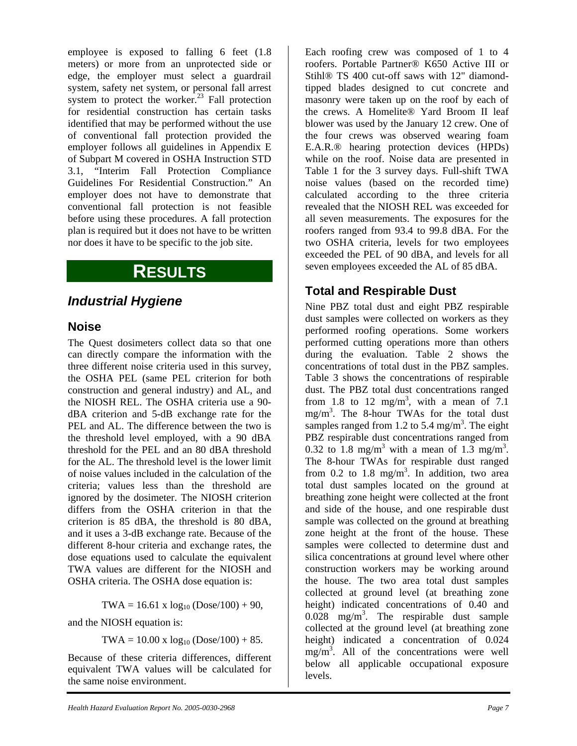employee is exposed to falling 6 feet (1.8 meters) or more from an unprotected side or edge, the employer must select a guardrail system, safety net system, or personal fall arrest system to protect the worker.[23] Fall protection for residential construction has certain tasks identified that may be performed without the use of conventional fall protection provided the employer follows all guidelines in Appendix E of Subpart M covered in OSHA Instruction STD 3.1, "Interim Fall Protection Compliance Guidelines For Residential Construction." An employer does not have to demonstrate that conventional fall protection is not feasible before using these procedures. A fall protection plan is required but it does not have to be written nor does it have to be specific to the job site.

# RESULTS

## *Industrial Hygiene*

### Noise

The Quest dosimeters collect data so that one can directly compare the information with the three different noise criteria used in this survey, the OSHA PEL (same PEL criterion for both construction and general industry) and AL, and the NIOSH REL. The OSHA criteria use a 90-dBA criterion and 5-dB exchange rate for the PEL and AL. The difference between the two is the threshold level employed, with a 90 dBA threshold for the PEL and an 80 dBA threshold for the AL. The threshold level is the lower limit of noise values included in the calculation of the criteria; values less than the threshold are ignored by the dosimeter. The NIOSH criterion differs from the OSHA criterion in that the criterion is 85 dBA, the threshold is 80 dBA, and it uses a 3-dB exchange rate. Because of the different 8-hour criteria and exchange rates, the dose equations used to calculate the equivalent TWA values are different for the NIOSH and OSHA criteria. The OSHA dose equation is:

$$\text{TWA} = 16.61 \times \log_{10} (\text{Dose}/100) + 90,$$

and the NIOSH equation is:

$$\text{TWA} = 10.00 \times \log_{10} (\text{Dose}/100) + 85.$$

Because of these criteria differences, different equivalent TWA values will be calculated for the same noise environment.

Each roofing crew was composed of 1 to 4 roofers. Portable Partner® K650 Active III or Stihl® TS 400 cut-off saws with 12" diamond-tipped blades designed to cut concrete and masonry were taken up on the roof by each of the crews. A Homelite® Yard Broom II leaf blower was used by the January 12 crew. One of the four crews was observed wearing foam E.A.R.® hearing protection devices (HPDs) while on the roof. Noise data are presented in Table 1 for the 3 survey days. Full-shift TWA noise values (based on the recorded time) calculated according to the three criteria revealed that the NIOSH REL was exceeded for all seven measurements. The exposures for the roofers ranged from 93.4 to 99.8 dBA. For the two OSHA criteria, levels for two employees exceeded the PEL of 90 dBA, and levels for all seven employees exceeded the AL of 85 dBA.

### Total and Respirable Dust

Nine PBZ total dust and eight PBZ respirable dust samples were collected on workers as they performed roofing operations. Some workers performed cutting operations more than others during the evaluation. Table 2 shows the concentrations of total dust in the PBZ samples. Table 3 shows the concentrations of respirable dust. The PBZ total dust concentrations ranged from 1.8 to 12 mg/m$^3$, with a mean of 7.1 mg/m$^3$. The 8-hour TWAs for the total dust samples ranged from 1.2 to 5.4 mg/m$^3$. The eight PBZ respirable dust concentrations ranged from 0.32 to 1.8 mg/m$^3$ with a mean of 1.3 mg/m$^3$. The 8-hour TWAs for respirable dust ranged from 0.2 to 1.8 mg/m$^3$. In addition, two area total dust samples located on the ground at breathing zone height were collected at the front and side of the house, and one respirable dust sample was collected on the ground at breathing zone height at the front of the house. These samples were collected to determine dust and silica concentrations at ground level where other construction workers may be working around the house. The two area total dust samples collected at ground level (at breathing zone height) indicated concentrations of 0.40 and 0.028 mg/m$^3$. The respirable dust sample collected at the ground level (at breathing zone height) indicated a concentration of 0.024 mg/m$^3$. All of the concentrations were well below all applicable occupational exposure levels.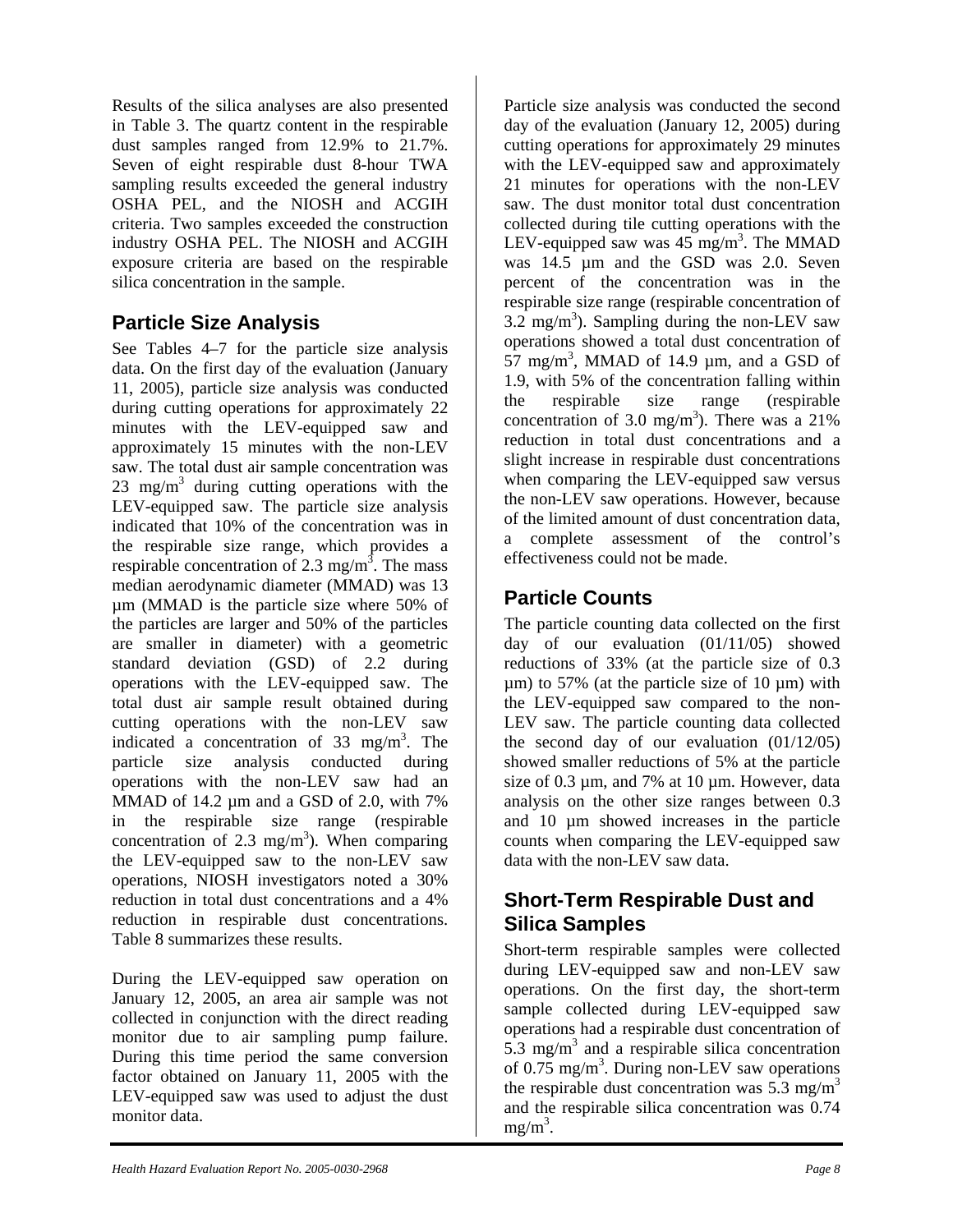Results of the silica analyses are also presented in Table 3. The quartz content in the respirable dust samples ranged from 12.9% to 21.7%. Seven of eight respirable dust 8-hour TWA sampling results exceeded the general industry OSHA PEL, and the NIOSH and ACGIH criteria. Two samples exceeded the construction industry OSHA PEL. The NIOSH and ACGIH exposure criteria are based on the respirable silica concentration in the sample.

## Particle Size Analysis

See Tables 4–7 for the particle size analysis data. On the first day of the evaluation (January 11, 2005), particle size analysis was conducted during cutting operations for approximately 22 minutes with the LEV-equipped saw and approximately 15 minutes with the non-LEV saw. The total dust air sample concentration was 23 mg/m$^3$ during cutting operations with the LEV-equipped saw. The particle size analysis indicated that 10% of the concentration was in the respirable size range, which provides a respirable concentration of 2.3 mg/m$^3$. The mass median aerodynamic diameter (MMAD) was 13 µm (MMAD is the particle size where 50% of the particles are larger and 50% of the particles are smaller in diameter) with a geometric standard deviation (GSD) of 2.2 during operations with the LEV-equipped saw. The total dust air sample result obtained during cutting operations with the non-LEV saw indicated a concentration of 33 mg/m$^3$. The particle size analysis conducted during operations with the non-LEV saw had an MMAD of 14.2 µm and a GSD of 2.0, with 7% in the respirable size range (respirable concentration of 2.3 mg/m$^3$). When comparing the LEV-equipped saw to the non-LEV saw operations, NIOSH investigators noted a 30% reduction in total dust concentrations and a 4% reduction in respirable dust concentrations. Table 8 summarizes these results.

During the LEV-equipped saw operation on January 12, 2005, an area air sample was not collected in conjunction with the direct reading monitor due to air sampling pump failure. During this time period the same conversion factor obtained on January 11, 2005 with the LEV-equipped saw was used to adjust the dust monitor data.

Particle size analysis was conducted the second day of the evaluation (January 12, 2005) during cutting operations for approximately 29 minutes with the LEV-equipped saw and approximately 21 minutes for operations with the non-LEV saw. The dust monitor total dust concentration collected during tile cutting operations with the LEV-equipped saw was 45 mg/m$^3$. The MMAD was 14.5 µm and the GSD was 2.0. Seven percent of the concentration was in the respirable size range (respirable concentration of 3.2 mg/m$^3$). Sampling during the non-LEV saw operations showed a total dust concentration of 57 mg/m$^3$, MMAD of 14.9 µm, and a GSD of 1.9, with 5% of the concentration falling within the respirable size range (respirable concentration of 3.0 mg/m$^3$). There was a 21% reduction in total dust concentrations and a slight increase in respirable dust concentrations when comparing the LEV-equipped saw versus the non-LEV saw operations. However, because of the limited amount of dust concentration data, a complete assessment of the control's effectiveness could not be made.

## Particle Counts

The particle counting data collected on the first day of our evaluation (01/11/05) showed reductions of 33% (at the particle size of 0.3 µm) to 57% (at the particle size of 10 µm) with the LEV-equipped saw compared to the non-LEV saw. The particle counting data collected the second day of our evaluation (01/12/05) showed smaller reductions of 5% at the particle size of 0.3 µm, and 7% at 10 µm. However, data analysis on the other size ranges between 0.3 and 10 µm showed increases in the particle counts when comparing the LEV-equipped saw data with the non-LEV saw data.

## Short-Term Respirable Dust and Silica Samples

Short-term respirable samples were collected during LEV-equipped saw and non-LEV saw operations. On the first day, the short-term sample collected during LEV-equipped saw operations had a respirable dust concentration of 5.3 mg/m$^3$ and a respirable silica concentration of 0.75 mg/m$^3$. During non-LEV saw operations the respirable dust concentration was 5.3 mg/m$^3$ and the respirable silica concentration was 0.74 mg/m$^3$.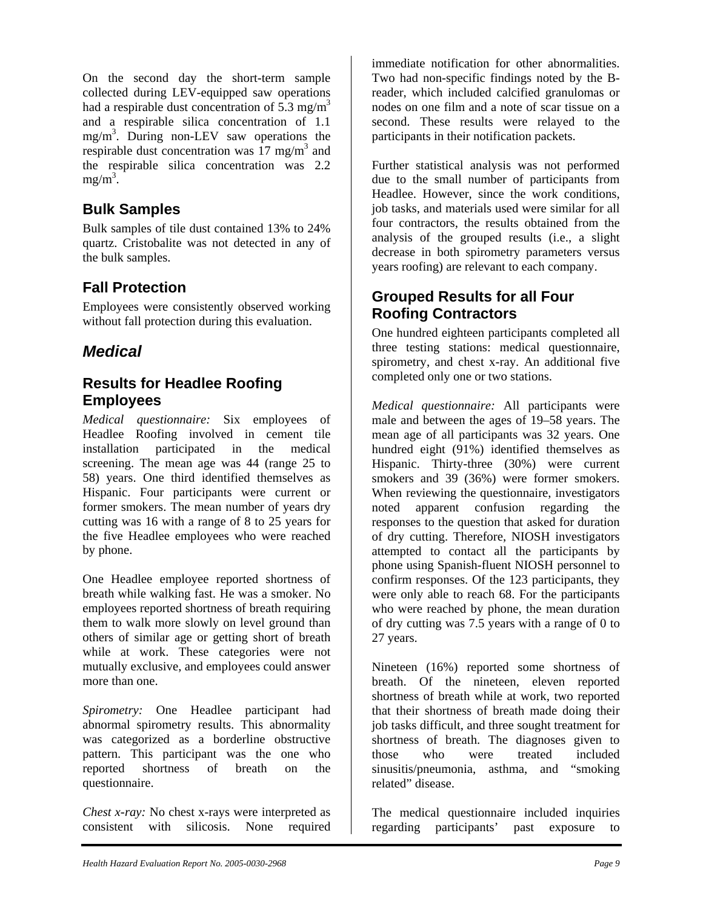On the second day the short-term sample collected during LEV-equipped saw operations had a respirable dust concentration of 5.3 $mg/m^3$ and a respirable silica concentration of 1.1 $mg/m^3$. During non-LEV saw operations the respirable dust concentration was 17 $mg/m^3$ and the respirable silica concentration was 2.2 $mg/m^3$.

### Bulk Samples

Bulk samples of tile dust contained 13% to 24% quartz. Cristobalite was not detected in any of the bulk samples.

### Fall Protection

Employees were consistently observed working without fall protection during this evaluation.

## *Medical*

### Results for Headlee Roofing Employees

*Medical questionnaire:* Six employees of Headlee Roofing involved in cement tile installation participated in the medical screening. The mean age was 44 (range 25 to 58) years. One third identified themselves as Hispanic. Four participants were current or former smokers. The mean number of years dry cutting was 16 with a range of 8 to 25 years for the five Headlee employees who were reached by phone.

One Headlee employee reported shortness of breath while walking fast. He was a smoker. No employees reported shortness of breath requiring them to walk more slowly on level ground than others of similar age or getting short of breath while at work. These categories were not mutually exclusive, and employees could answer more than one.

*Spirometry:* One Headlee participant had abnormal spirometry results. This abnormality was categorized as a borderline obstructive pattern. This participant was the one who reported shortness of breath on the questionnaire.

*Chest x-ray:* No chest x-rays were interpreted as consistent with silicosis. None required immediate notification for other abnormalities. Two had non-specific findings noted by the B-reader, which included calcified granulomas or nodes on one film and a note of scar tissue on a second. These results were relayed to the participants in their notification packets.

Further statistical analysis was not performed due to the small number of participants from Headlee. However, since the work conditions, job tasks, and materials used were similar for all four contractors, the results obtained from the analysis of the grouped results (i.e., a slight decrease in both spirometry parameters versus years roofing) are relevant to each company.

### Grouped Results for all Four Roofing Contractors

One hundred eighteen participants completed all three testing stations: medical questionnaire, spirometry, and chest x-ray. An additional five completed only one or two stations.

*Medical questionnaire:* All participants were male and between the ages of 19–58 years. The mean age of all participants was 32 years. One hundred eight (91%) identified themselves as Hispanic. Thirty-three (30%) were current smokers and 39 (36%) were former smokers. When reviewing the questionnaire, investigators noted apparent confusion regarding the responses to the question that asked for duration of dry cutting. Therefore, NIOSH investigators attempted to contact all the participants by phone using Spanish-fluent NIOSH personnel to confirm responses. Of the 123 participants, they were only able to reach 68. For the participants who were reached by phone, the mean duration of dry cutting was 7.5 years with a range of 0 to 27 years.

Nineteen (16%) reported some shortness of breath. Of the nineteen, eleven reported shortness of breath while at work, two reported that their shortness of breath made doing their job tasks difficult, and three sought treatment for shortness of breath. The diagnoses given to those who were treated included sinusitis/pneumonia, asthma, and “smoking related” disease.

The medical questionnaire included inquiries regarding participants’ past exposure to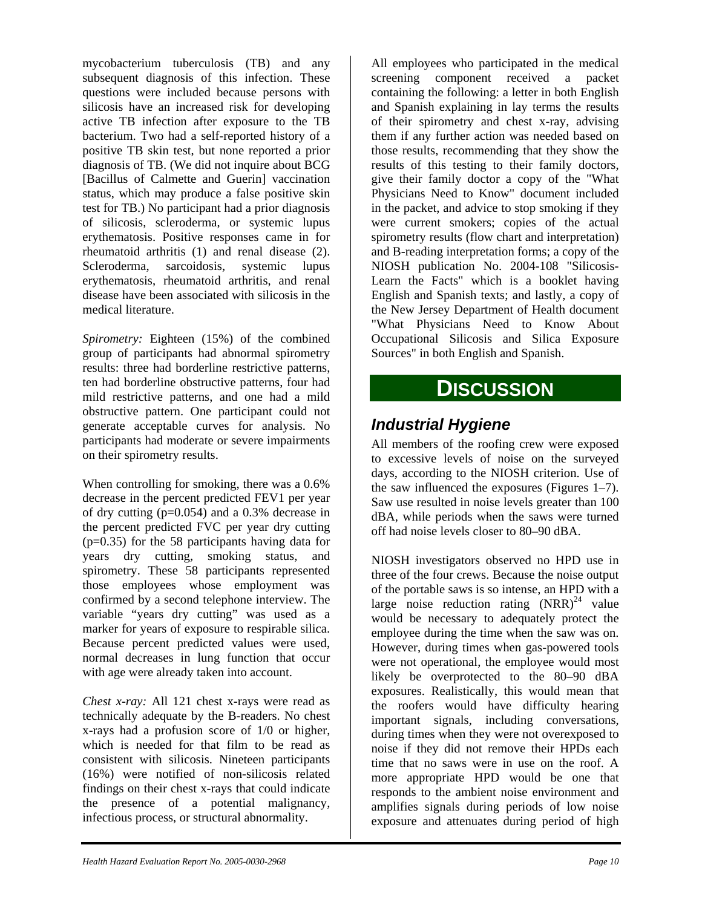mycobacterium tuberculosis (TB) and any subsequent diagnosis of this infection. These questions were included because persons with silicosis have an increased risk for developing active TB infection after exposure to the TB bacterium. Two had a self-reported history of a positive TB skin test, but none reported a prior diagnosis of TB. (We did not inquire about BCG [Bacillus of Calmette and Guerin] vaccination status, which may produce a false positive skin test for TB.) No participant had a prior diagnosis of silicosis, scleroderma, or systemic lupus erythematosis. Positive responses came in for rheumatoid arthritis (1) and renal disease (2). Scleroderma, sarcoidosis, systemic lupus erythematosis, rheumatoid arthritis, and renal disease have been associated with silicosis in the medical literature.

*Spirometry:* Eighteen (15%) of the combined group of participants had abnormal spirometry results: three had borderline restrictive patterns, ten had borderline obstructive patterns, four had mild restrictive patterns, and one had a mild obstructive pattern. One participant could not generate acceptable curves for analysis. No participants had moderate or severe impairments on their spirometry results.

When controlling for smoking, there was a 0.6% decrease in the percent predicted FEV1 per year of dry cutting ($p=0.054$) and a 0.3% decrease in the percent predicted FVC per year dry cutting ($p=0.35$) for the 58 participants having data for years dry cutting, smoking status, and spirometry. These 58 participants represented those employees whose employment was confirmed by a second telephone interview. The variable "years dry cutting" was used as a marker for years of exposure to respirable silica. Because percent predicted values were used, normal decreases in lung function that occur with age were already taken into account.

*Chest x-ray:* All 121 chest x-rays were read as technically adequate by the B-readers. No chest x-rays had a profusion score of 1/0 or higher, which is needed for that film to be read as consistent with silicosis. Nineteen participants (16%) were notified of non-silicosis related findings on their chest x-rays that could indicate the presence of a potential malignancy, infectious process, or structural abnormality.

All employees who participated in the medical screening component received a packet containing the following: a letter in both English and Spanish explaining in lay terms the results of their spirometry and chest x-ray, advising them if any further action was needed based on those results, recommending that they show the results of this testing to their family doctors, give their family doctor a copy of the "What Physicians Need to Know" document included in the packet, and advice to stop smoking if they were current smokers; copies of the actual spirometry results (flow chart and interpretation) and B-reading interpretation forms; a copy of the NIOSH publication No. 2004-108 "Silicosis-Learn the Facts" which is a booklet having English and Spanish texts; and lastly, a copy of the New Jersey Department of Health document "What Physicians Need to Know About Occupational Silicosis and Silica Exposure Sources" in both English and Spanish.

# DISCUSSION

## *Industrial Hygiene*

All members of the roofing crew were exposed to excessive levels of noise on the surveyed days, according to the NIOSH criterion. Use of the saw influenced the exposures (Figures 1–7). Saw use resulted in noise levels greater than 100 dBA, while periods when the saws were turned off had noise levels closer to 80–90 dBA.

NIOSH investigators observed no HPD use in three of the four crews. Because the noise output of the portable saws is so intense, an HPD with a large noise reduction rating (NRR)[24] value would be necessary to adequately protect the employee during the time when the saw was on. However, during times when gas-powered tools were not operational, the employee would most likely be overprotected to the 80–90 dBA exposures. Realistically, this would mean that the roofers would have difficulty hearing important signals, including conversations, during times when they were not overexposed to noise if they did not remove their HPDs each time that no saws were in use on the roof. A more appropriate HPD would be one that responds to the ambient noise environment and amplifies signals during periods of low noise exposure and attenuates during period of high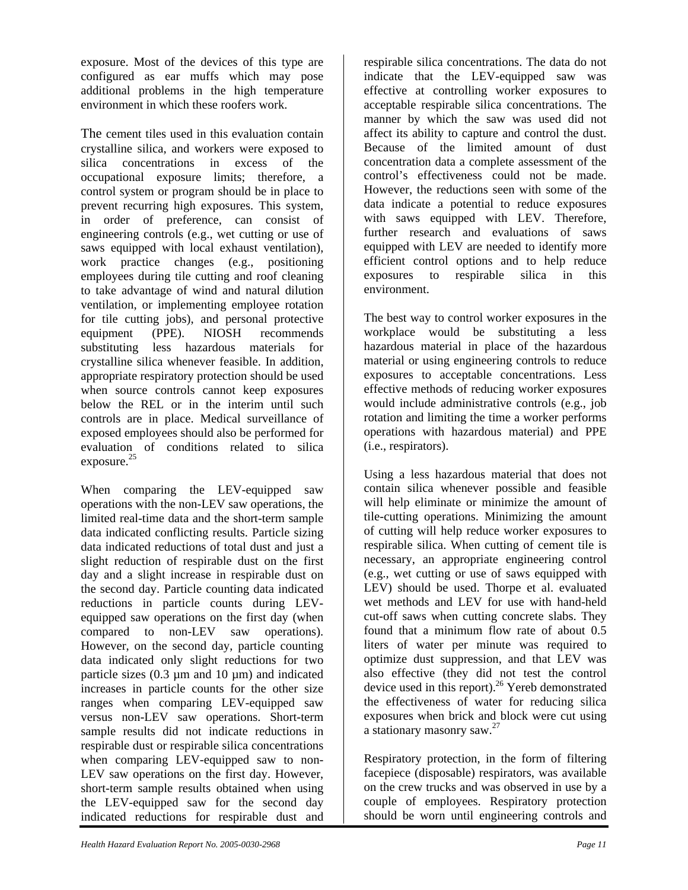exposure. Most of the devices of this type are configured as ear muffs which may pose additional problems in the high temperature environment in which these roofers work.

The cement tiles used in this evaluation contain crystalline silica, and workers were exposed to silica concentrations in excess of the occupational exposure limits; therefore, a control system or program should be in place to prevent recurring high exposures. This system, in order of preference, can consist of engineering controls (e.g., wet cutting or use of saws equipped with local exhaust ventilation), work practice changes (e.g., positioning employees during tile cutting and roof cleaning to take advantage of wind and natural dilution ventilation, or implementing employee rotation for tile cutting jobs), and personal protective equipment (PPE). NIOSH recommends substituting less hazardous materials for crystalline silica whenever feasible. In addition, appropriate respiratory protection should be used when source controls cannot keep exposures below the REL or in the interim until such controls are in place. Medical surveillance of exposed employees should also be performed for evaluation of conditions related to silica exposure.[25]

When comparing the LEV-equipped saw operations with the non-LEV saw operations, the limited real-time data and the short-term sample data indicated conflicting results. Particle sizing data indicated reductions of total dust and just a slight reduction of respirable dust on the first day and a slight increase in respirable dust on the second day. Particle counting data indicated reductions in particle counts during LEV-equipped saw operations on the first day (when compared to non-LEV saw operations). However, on the second day, particle counting data indicated only slight reductions for two particle sizes (0.3 µm and 10 µm) and indicated increases in particle counts for the other size ranges when comparing LEV-equipped saw versus non-LEV saw operations. Short-term sample results did not indicate reductions in respirable dust or respirable silica concentrations when comparing LEV-equipped saw to non-LEV saw operations on the first day. However, short-term sample results obtained when using the LEV-equipped saw for the second day indicated reductions for respirable dust and respirable silica concentrations. The data do not indicate that the LEV-equipped saw was effective at controlling worker exposures to acceptable respirable silica concentrations. The manner by which the saw was used did not affect its ability to capture and control the dust. Because of the limited amount of dust concentration data a complete assessment of the control's effectiveness could not be made. However, the reductions seen with some of the data indicate a potential to reduce exposures with saws equipped with LEV. Therefore, further research and evaluations of saws equipped with LEV are needed to identify more efficient control options and to help reduce exposures to respirable silica in this environment.

The best way to control worker exposures in the workplace would be substituting a less hazardous material in place of the hazardous material or using engineering controls to reduce exposures to acceptable concentrations. Less effective methods of reducing worker exposures would include administrative controls (e.g., job rotation and limiting the time a worker performs operations with hazardous material) and PPE (i.e., respirators).

Using a less hazardous material that does not contain silica whenever possible and feasible will help eliminate or minimize the amount of tile-cutting operations. Minimizing the amount of cutting will help reduce worker exposures to respirable silica. When cutting of cement tile is necessary, an appropriate engineering control (e.g., wet cutting or use of saws equipped with LEV) should be used. Thorpe et al. evaluated wet methods and LEV for use with hand-held cut-off saws when cutting concrete slabs. They found that a minimum flow rate of about 0.5 liters of water per minute was required to optimize dust suppression, and that LEV was also effective (they did not test the control device used in this report).[26] Yereb demonstrated the effectiveness of water for reducing silica exposures when brick and block were cut using a stationary masonry saw.[27]

Respiratory protection, in the form of filtering facepiece (disposable) respirators, was available on the crew trucks and was observed in use by a couple of employees. Respiratory protection should be worn until engineering controls and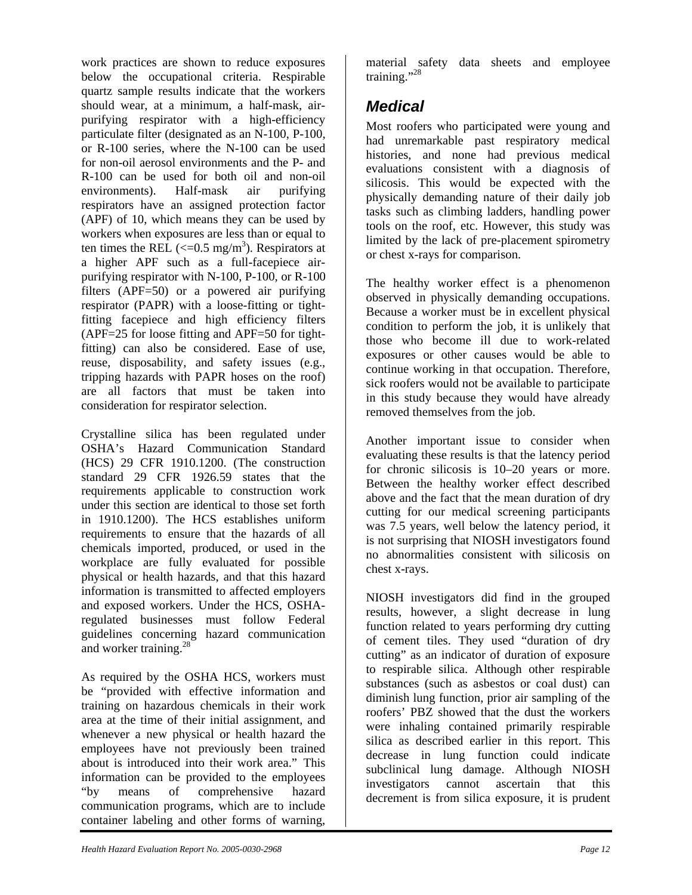work practices are shown to reduce exposures below the occupational criteria. Respirable quartz sample results indicate that the workers should wear, at a minimum, a half-mask, air-purifying respirator with a high-efficiency particulate filter (designated as an N-100, P-100, or R-100 series, where the N-100 can be used for non-oil aerosol environments and the P- and R-100 can be used for both oil and non-oil environments). Half-mask air purifying respirators have an assigned protection factor (APF) of 10, which means they can be used by workers when exposures are less than or equal to ten times the REL (<=0.5 mg/m$^3$). Respirators at a higher APF such as a full-facepiece air-purifying respirator with N-100, P-100, or R-100 filters (APF=50) or a powered air purifying respirator (PAPR) with a loose-fitting or tight-fitting facepiece and high efficiency filters (APF=25 for loose fitting and APF=50 for tight-fitting) can also be considered. Ease of use, reuse, disposability, and safety issues (e.g., tripping hazards with PAPR hoses on the roof) are all factors that must be taken into consideration for respirator selection.

Crystalline silica has been regulated under OSHA's Hazard Communication Standard (HCS) 29 CFR 1910.1200. (The construction standard 29 CFR 1926.59 states that the requirements applicable to construction work under this section are identical to those set forth in 1910.1200). The HCS establishes uniform requirements to ensure that the hazards of all chemicals imported, produced, or used in the workplace are fully evaluated for possible physical or health hazards, and that this hazard information is transmitted to affected employers and exposed workers. Under the HCS, OSHA-regulated businesses must follow Federal guidelines concerning hazard communication and worker training.[28]

As required by the OSHA HCS, workers must be "provided with effective information and training on hazardous chemicals in their work area at the time of their initial assignment, and whenever a new physical or health hazard the employees have not previously been trained about is introduced into their work area." This information can be provided to the employees "by means of comprehensive hazard communication programs, which are to include container labeling and other forms of warning, material safety data sheets and employee training."[28]

## Medical

Most roofers who participated were young and had unremarkable past respiratory medical histories, and none had previous medical evaluations consistent with a diagnosis of silicosis. This would be expected with the physically demanding nature of their daily job tasks such as climbing ladders, handling power tools on the roof, etc. However, this study was limited by the lack of pre-placement spirometry or chest x-rays for comparison.

The healthy worker effect is a phenomenon observed in physically demanding occupations. Because a worker must be in excellent physical condition to perform the job, it is unlikely that those who become ill due to work-related exposures or other causes would be able to continue working in that occupation. Therefore, sick roofers would not be available to participate in this study because they would have already removed themselves from the job.

Another important issue to consider when evaluating these results is that the latency period for chronic silicosis is 10–20 years or more. Between the healthy worker effect described above and the fact that the mean duration of dry cutting for our medical screening participants was 7.5 years, well below the latency period, it is not surprising that NIOSH investigators found no abnormalities consistent with silicosis on chest x-rays.

NIOSH investigators did find in the grouped results, however, a slight decrease in lung function related to years performing dry cutting of cement tiles. They used "duration of dry cutting" as an indicator of duration of exposure to respirable silica. Although other respirable substances (such as asbestos or coal dust) can diminish lung function, prior air sampling of the roofers' PBZ showed that the dust the workers were inhaling contained primarily respirable silica as described earlier in this report. This decrease in lung function could indicate subclinical lung damage. Although NIOSH investigators cannot ascertain that this decrement is from silica exposure, it is prudent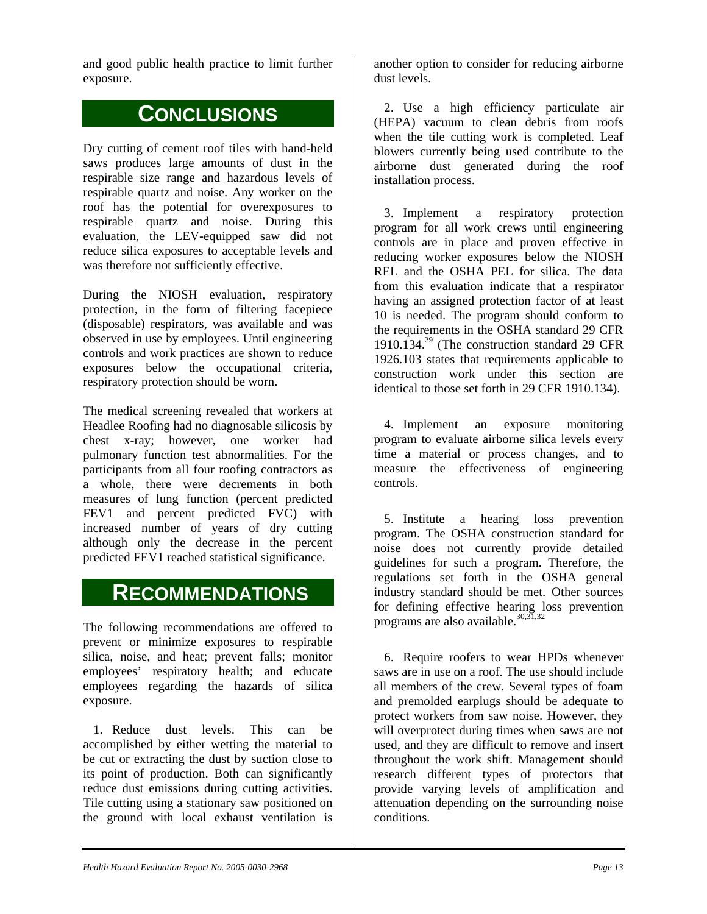and good public health practice to limit further exposure.

# Conclusions

Dry cutting of cement roof tiles with hand-held saws produces large amounts of dust in the respirable size range and hazardous levels of respirable quartz and noise. Any worker on the roof has the potential for overexposures to respirable quartz and noise. During this evaluation, the LEV-equipped saw did not reduce silica exposures to acceptable levels and was therefore not sufficiently effective.

During the NIOSH evaluation, respiratory protection, in the form of filtering facepiece (disposable) respirators, was available and was observed in use by employees. Until engineering controls and work practices are shown to reduce exposures below the occupational criteria, respiratory protection should be worn.

The medical screening revealed that workers at Headlee Roofing had no diagnosable silicosis by chest x-ray; however, one worker had pulmonary function test abnormalities. For the participants from all four roofing contractors as a whole, there were decrements in both measures of lung function (percent predicted FEV1 and percent predicted FVC) with increased number of years of dry cutting although only the decrease in the percent predicted FEV1 reached statistical significance.

# Recommendations

The following recommendations are offered to prevent or minimize exposures to respirable silica, noise, and heat; prevent falls; monitor employees' respiratory health; and educate employees regarding the hazards of silica exposure.

1. Reduce dust levels. This can be accomplished by either wetting the material to be cut or extracting the dust by suction close to its point of production. Both can significantly reduce dust emissions during cutting activities. Tile cutting using a stationary saw positioned on the ground with local exhaust ventilation is another option to consider for reducing airborne dust levels.

2. Use a high efficiency particulate air (HEPA) vacuum to clean debris from roofs when the tile cutting work is completed. Leaf blowers currently being used contribute to the airborne dust generated during the roof installation process.

3. Implement a respiratory protection program for all work crews until engineering controls are in place and proven effective in reducing worker exposures below the NIOSH REL and the OSHA PEL for silica. The data from this evaluation indicate that a respirator having an assigned protection factor of at least 10 is needed. The program should conform to the requirements in the OSHA standard 29 CFR 1910.134.[29] (The construction standard 29 CFR 1926.103 states that requirements applicable to construction work under this section are identical to those set forth in 29 CFR 1910.134).

4. Implement an exposure monitoring program to evaluate airborne silica levels every time a material or process changes, and to measure the effectiveness of engineering controls.

5. Institute a hearing loss prevention program. The OSHA construction standard for noise does not currently provide detailed guidelines for such a program. Therefore, the regulations set forth in the OSHA general industry standard should be met. Other sources for defining effective hearing loss prevention programs are also available.[30,31,32]

6. Require roofers to wear HPDs whenever saws are in use on a roof. The use should include all members of the crew. Several types of foam and premolded earplugs should be adequate to protect workers from saw noise. However, they will overprotect during times when saws are not used, and they are difficult to remove and insert throughout the work shift. Management should research different types of protectors that provide varying levels of amplification and attenuation depending on the surrounding noise conditions.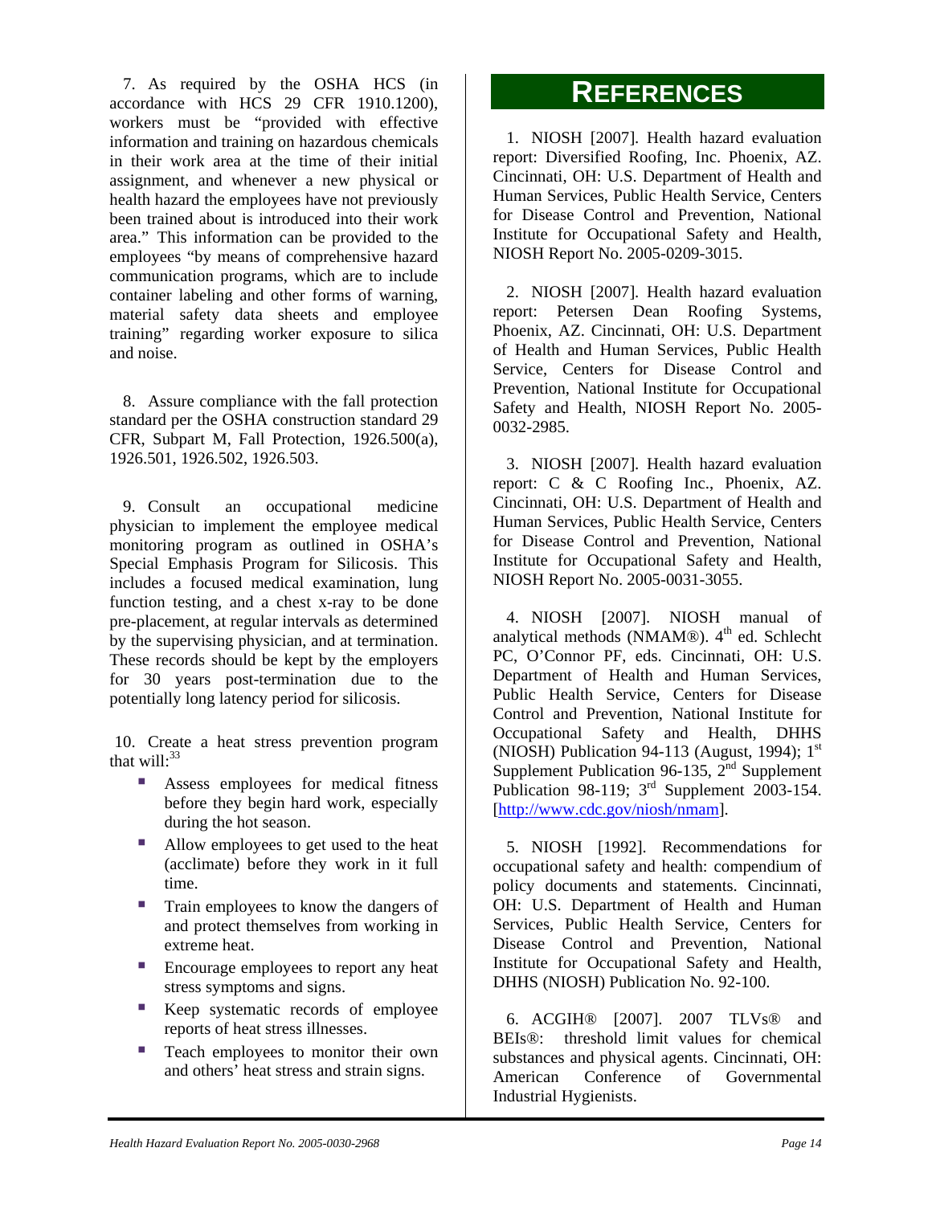7. As required by the OSHA HCS (in accordance with HCS 29 CFR 1910.1200), workers must be "provided with effective information and training on hazardous chemicals in their work area at the time of their initial assignment, and whenever a new physical or health hazard the employees have not previously been trained about is introduced into their work area." This information can be provided to the employees "by means of comprehensive hazard communication programs, which are to include container labeling and other forms of warning, material safety data sheets and employee training" regarding worker exposure to silica and noise.

8. Assure compliance with the fall protection standard per the OSHA construction standard 29 CFR, Subpart M, Fall Protection, 1926.500(a), 1926.501, 1926.502, 1926.503.

9. Consult an occupational medicine physician to implement the employee medical monitoring program as outlined in OSHA's Special Emphasis Program for Silicosis. This includes a focused medical examination, lung function testing, and a chest x-ray to be done pre-placement, at regular intervals as determined by the supervising physician, and at termination. These records should be kept by the employers for 30 years post-termination due to the potentially long latency period for silicosis.

10. Create a heat stress prevention program that will:[33]

- Assess employees for medical fitness before they begin hard work, especially during the hot season.
- Allow employees to get used to the heat (acclimate) before they work in it full time.
- Train employees to know the dangers of and protect themselves from working in extreme heat.
- Encourage employees to report any heat stress symptoms and signs.
- Keep systematic records of employee reports of heat stress illnesses.
- Teach employees to monitor their own and others' heat stress and strain signs.

# REFERENCES

1. NIOSH [2007]. Health hazard evaluation report: Diversified Roofing, Inc. Phoenix, AZ. Cincinnati, OH: U.S. Department of Health and Human Services, Public Health Service, Centers for Disease Control and Prevention, National Institute for Occupational Safety and Health, NIOSH Report No. 2005-0209-3015.

2. NIOSH [2007]. Health hazard evaluation report: Petersen Dean Roofing Systems, Phoenix, AZ. Cincinnati, OH: U.S. Department of Health and Human Services, Public Health Service, Centers for Disease Control and Prevention, National Institute for Occupational Safety and Health, NIOSH Report No. 2005-0032-2985.

3. NIOSH [2007]. Health hazard evaluation report: C & C Roofing Inc., Phoenix, AZ. Cincinnati, OH: U.S. Department of Health and Human Services, Public Health Service, Centers for Disease Control and Prevention, National Institute for Occupational Safety and Health, NIOSH Report No. 2005-0031-3055.

4. NIOSH [2007]. NIOSH manual of analytical methods (NMAM®). 4th ed. Schlecht PC, O'Connor PF, eds. Cincinnati, OH: U.S. Department of Health and Human Services, Public Health Service, Centers for Disease Control and Prevention, National Institute for Occupational Safety and Health, DHHS (NIOSH) Publication 94-113 (August, 1994); 1st Supplement Publication 96-135, 2nd Supplement Publication 98-119; 3rd Supplement 2003-154. [http://www.cdc.gov/niosh/nmam].

5. NIOSH [1992]. Recommendations for occupational safety and health: compendium of policy documents and statements. Cincinnati, OH: U.S. Department of Health and Human Services, Public Health Service, Centers for Disease Control and Prevention, National Institute for Occupational Safety and Health, DHHS (NIOSH) Publication No. 92-100.

6. ACGIH® [2007]. 2007 TLVs® and BEIs®: threshold limit values for chemical substances and physical agents. Cincinnati, OH: American Conference of Governmental Industrial Hygienists.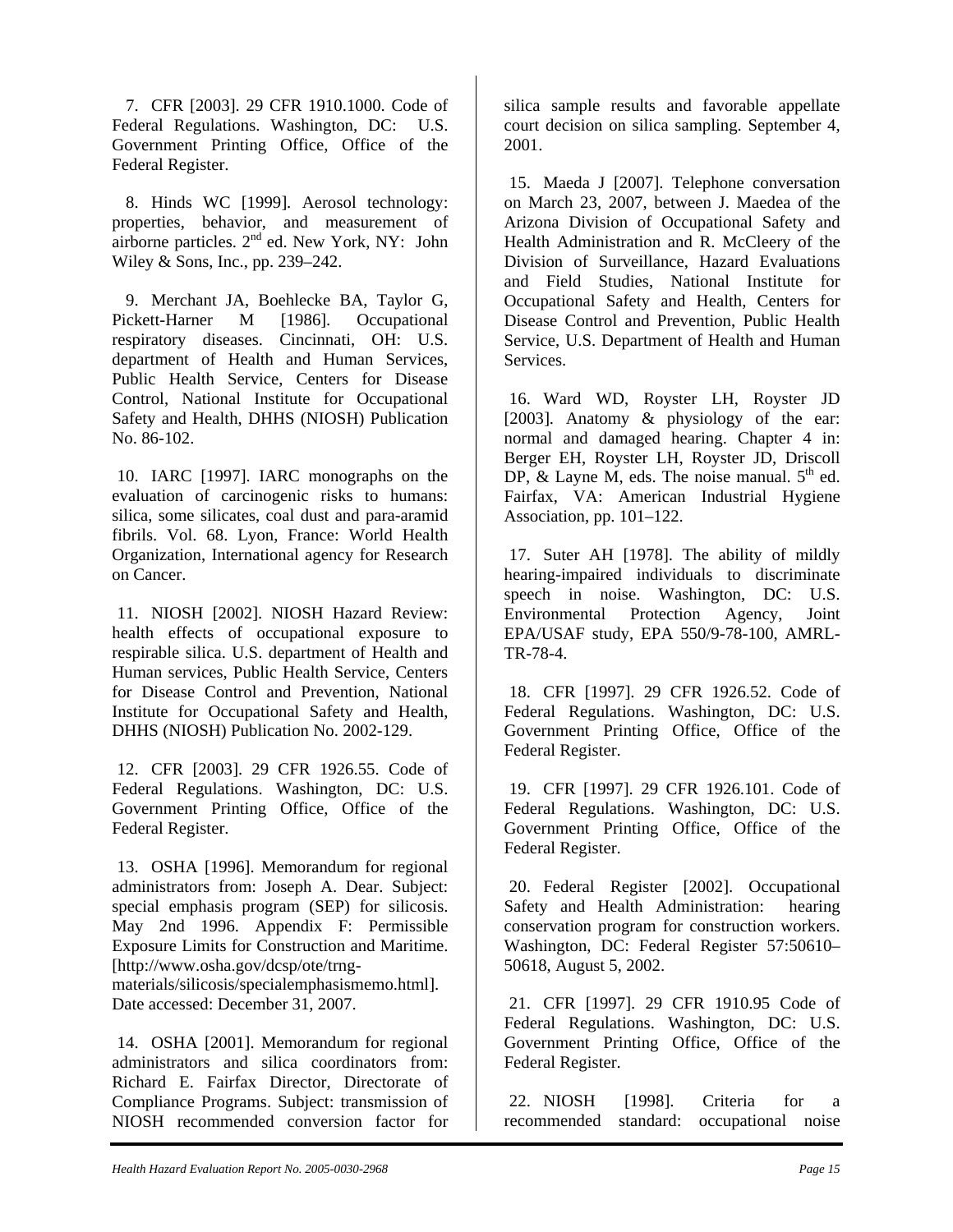7. CFR [2003]. 29 CFR 1910.1000. Code of Federal Regulations. Washington, DC: U.S. Government Printing Office, Office of the Federal Register.

8. Hinds WC [1999]. Aerosol technology: properties, behavior, and measurement of airborne particles. 2nd ed. New York, NY: John Wiley & Sons, Inc., pp. 239–242.

9. Merchant JA, Boehlecke BA, Taylor G, Pickett-Harner M [1986]. Occupational respiratory diseases. Cincinnati, OH: U.S. department of Health and Human Services, Public Health Service, Centers for Disease Control, National Institute for Occupational Safety and Health, DHHS (NIOSH) Publication No. 86-102.

10. IARC [1997]. IARC monographs on the evaluation of carcinogenic risks to humans: silica, some silicates, coal dust and para-aramid fibrils. Vol. 68. Lyon, France: World Health Organization, International agency for Research on Cancer.

11. NIOSH [2002]. NIOSH Hazard Review: health effects of occupational exposure to respirable silica. U.S. department of Health and Human services, Public Health Service, Centers for Disease Control and Prevention, National Institute for Occupational Safety and Health, DHHS (NIOSH) Publication No. 2002-129.

12. CFR [2003]. 29 CFR 1926.55. Code of Federal Regulations. Washington, DC: U.S. Government Printing Office, Office of the Federal Register.

13. OSHA [1996]. Memorandum for regional administrators from: Joseph A. Dear. Subject: special emphasis program (SEP) for silicosis. May 2nd 1996. Appendix F: Permissible Exposure Limits for Construction and Maritime. [http://www.osha.gov/dcsp/ote/trng-materials/silicosis/specialemphasismemo.html]. Date accessed: December 31, 2007.

14. OSHA [2001]. Memorandum for regional administrators and silica coordinators from: Richard E. Fairfax Director, Directorate of Compliance Programs. Subject: transmission of NIOSH recommended conversion factor for silica sample results and favorable appellate court decision on silica sampling. September 4, 2001.

15. Maeda J [2007]. Telephone conversation on March 23, 2007, between J. Maedea of the Arizona Division of Occupational Safety and Health Administration and R. McCleery of the Division of Surveillance, Hazard Evaluations and Field Studies, National Institute for Occupational Safety and Health, Centers for Disease Control and Prevention, Public Health Service, U.S. Department of Health and Human Services.

16. Ward WD, Royster LH, Royster JD [2003]. Anatomy & physiology of the ear: normal and damaged hearing. Chapter 4 in: Berger EH, Royster LH, Royster JD, Driscoll DP, & Layne M, eds. The noise manual. 5th ed. Fairfax, VA: American Industrial Hygiene Association, pp. 101–122.

17. Suter AH [1978]. The ability of mildly hearing-impaired individuals to discriminate speech in noise. Washington, DC: U.S. Environmental Protection Agency, Joint EPA/USAF study, EPA 550/9-78-100, AMRL-TR-78-4.

18. CFR [1997]. 29 CFR 1926.52. Code of Federal Regulations. Washington, DC: U.S. Government Printing Office, Office of the Federal Register.

19. CFR [1997]. 29 CFR 1926.101. Code of Federal Regulations. Washington, DC: U.S. Government Printing Office, Office of the Federal Register.

20. Federal Register [2002]. Occupational Safety and Health Administration: hearing conservation program for construction workers. Washington, DC: Federal Register 57:50610–50618, August 5, 2002.

21. CFR [1997]. 29 CFR 1910.95 Code of Federal Regulations. Washington, DC: U.S. Government Printing Office, Office of the Federal Register.

22. NIOSH [1998]. Criteria for a recommended standard: occupational noise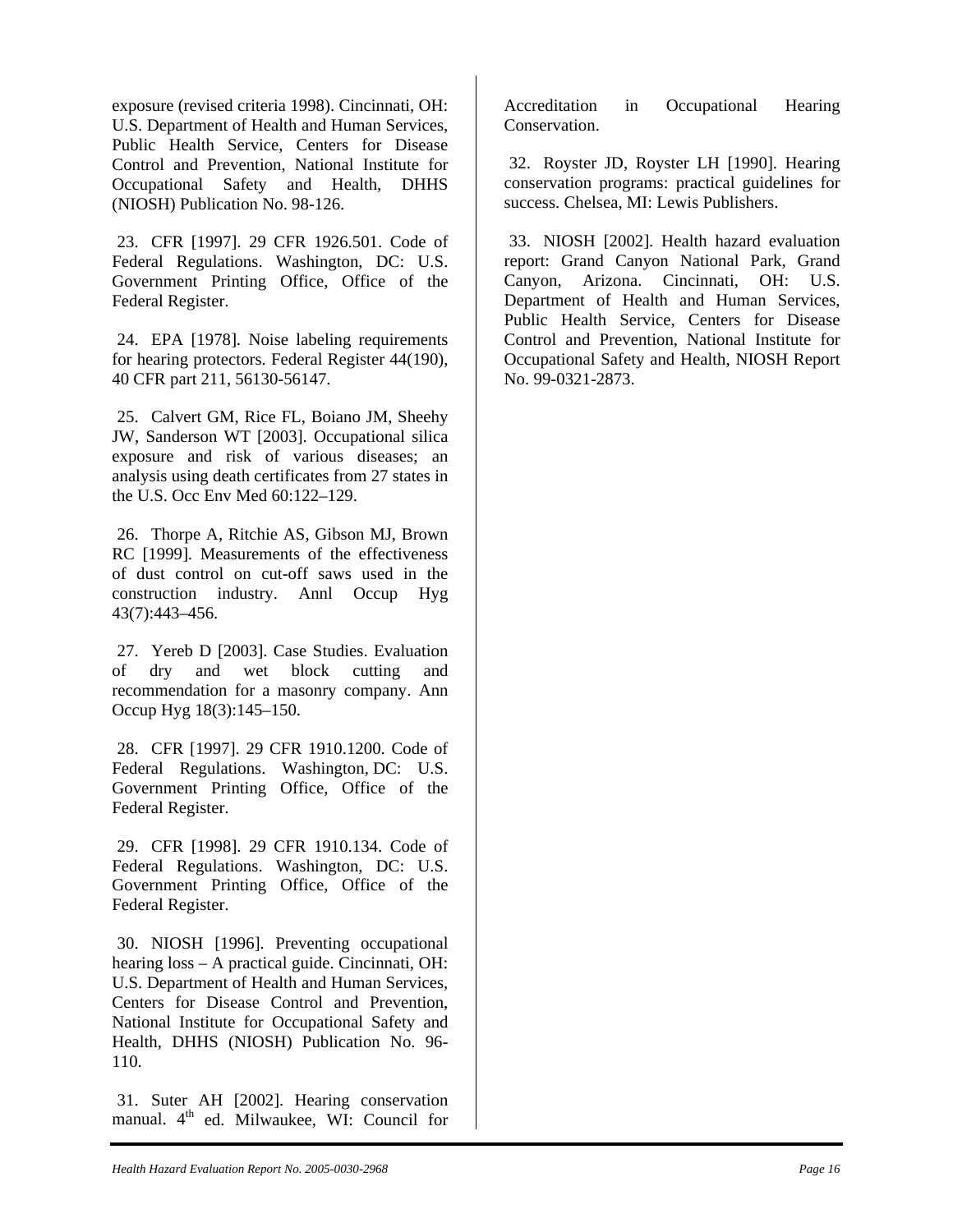exposure (revised criteria 1998). Cincinnati, OH: U.S. Department of Health and Human Services, Public Health Service, Centers for Disease Control and Prevention, National Institute for Occupational Safety and Health, DHHS (NIOSH) Publication No. 98-126.

23. CFR [1997]. 29 CFR 1926.501. Code of Federal Regulations. Washington, DC: U.S. Government Printing Office, Office of the Federal Register.

24. EPA [1978]. Noise labeling requirements for hearing protectors. Federal Register 44(190), 40 CFR part 211, 56130-56147.

25. Calvert GM, Rice FL, Boiano JM, Sheehy JW, Sanderson WT [2003]. Occupational silica exposure and risk of various diseases; an analysis using death certificates from 27 states in the U.S. Occ Env Med 60:122–129.

26. Thorpe A, Ritchie AS, Gibson MJ, Brown RC [1999]. Measurements of the effectiveness of dust control on cut-off saws used in the construction industry. Annl Occup Hyg 43(7):443–456.

27. Yereb D [2003]. Case Studies. Evaluation of dry and wet block cutting and recommendation for a masonry company. Ann Occup Hyg 18(3):145–150.

28. CFR [1997]. 29 CFR 1910.1200. Code of Federal Regulations. Washington, DC: U.S. Government Printing Office, Office of the Federal Register.

29. CFR [1998]. 29 CFR 1910.134. Code of Federal Regulations. Washington, DC: U.S. Government Printing Office, Office of the Federal Register.

30. NIOSH [1996]. Preventing occupational hearing loss – A practical guide. Cincinnati, OH: U.S. Department of Health and Human Services, Centers for Disease Control and Prevention, National Institute for Occupational Safety and Health, DHHS (NIOSH) Publication No. 96-110.

31. Suter AH [2002]. Hearing conservation manual. 4th ed. Milwaukee, WI: Council for Accreditation in Occupational Hearing Conservation.

32. Royster JD, Royster LH [1990]. Hearing conservation programs: practical guidelines for success. Chelsea, MI: Lewis Publishers.

33. NIOSH [2002]. Health hazard evaluation report: Grand Canyon National Park, Grand Canyon, Arizona. Cincinnati, OH: U.S. Department of Health and Human Services, Public Health Service, Centers for Disease Control and Prevention, National Institute for Occupational Safety and Health, NIOSH Report No. 99-0321-2873.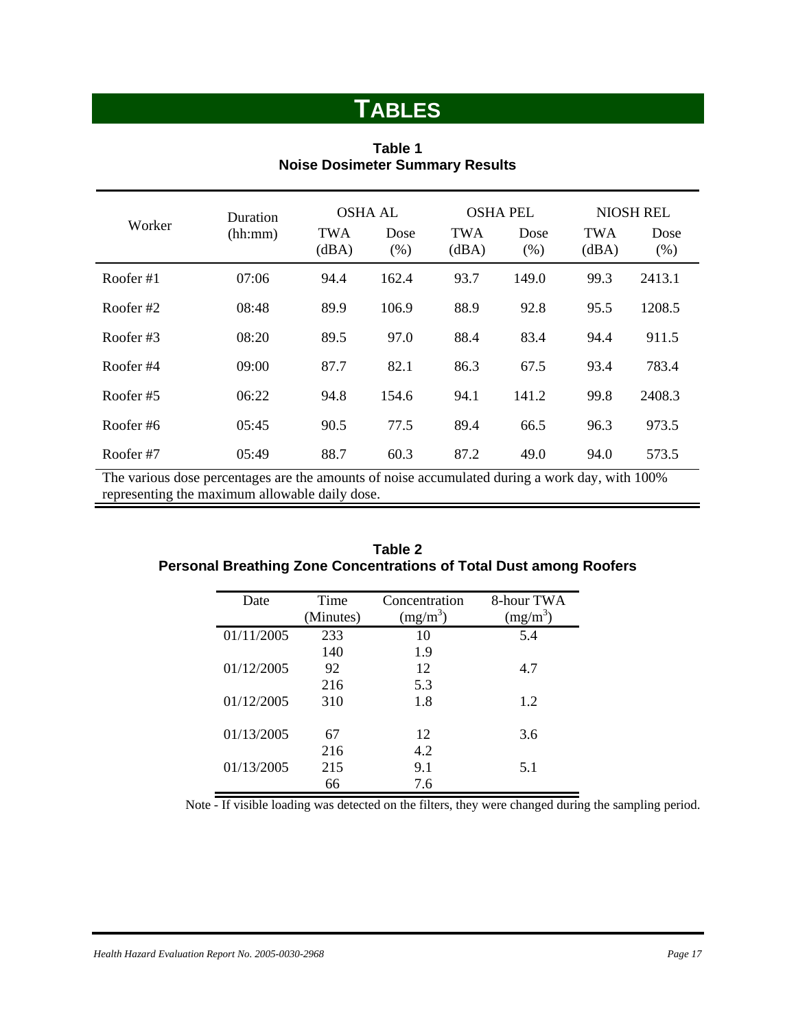# TABLES

**Table 1**
**Noise Dosimeter Summary Results**

| Worker | Duration (hh:mm) | OSHA AL | | OSHA PEL | | NIOSH REL | |
|---|---|---|---|---|---|---|---|
| | | TWA (dBA) | Dose (%) | TWA (dBA) | Dose (%) | TWA (dBA) | Dose (%) |
| Roofer #1 | 07:06 | 94.4 | 162.4 | 93.7 | 149.0 | 99.3 | 2413.1 |
| Roofer #2 | 08:48 | 89.9 | 106.9 | 88.9 | 92.8 | 95.5 | 1208.5 |
| Roofer #3 | 08:20 | 89.5 | 97.0 | 88.4 | 83.4 | 94.4 | 911.5 |
| Roofer #4 | 09:00 | 87.7 | 82.1 | 86.3 | 67.5 | 93.4 | 783.4 |
| Roofer #5 | 06:22 | 94.8 | 154.6 | 94.1 | 141.2 | 99.8 | 2408.3 |
| Roofer #6 | 05:45 | 90.5 | 77.5 | 89.4 | 66.5 | 96.3 | 973.5 |
| Roofer #7 | 05:49 | 88.7 | 60.3 | 87.2 | 49.0 | 94.0 | 573.5 |

The various dose percentages are the amounts of noise accumulated during a work day, with 100% representing the maximum allowable daily dose.

**Table 2**
**Personal Breathing Zone Concentrations of Total Dust among Roofers**

| Date | Time (Minutes) | Concentration ($mg/m^3$) | 8-hour TWA ($mg/m^3$) |
|---|---|---|---|
| 01/11/2005 | 233 | 10 | 5.4 |
| | 140 | 1.9 | |
| 01/12/2005 | 92 | 12 | 4.7 |
| | 216 | 5.3 | |
| 01/12/2005 | 310 | 1.8 | 1.2 |
| 01/13/2005 | 67 | 12 | 3.6 |
| | 216 | 4.2 | |
| 01/13/2005 | 215 | 9.1 | 5.1 |
| | 66 | 7.6 | |

Note - If visible loading was detected on the filters, they were changed during the sampling period.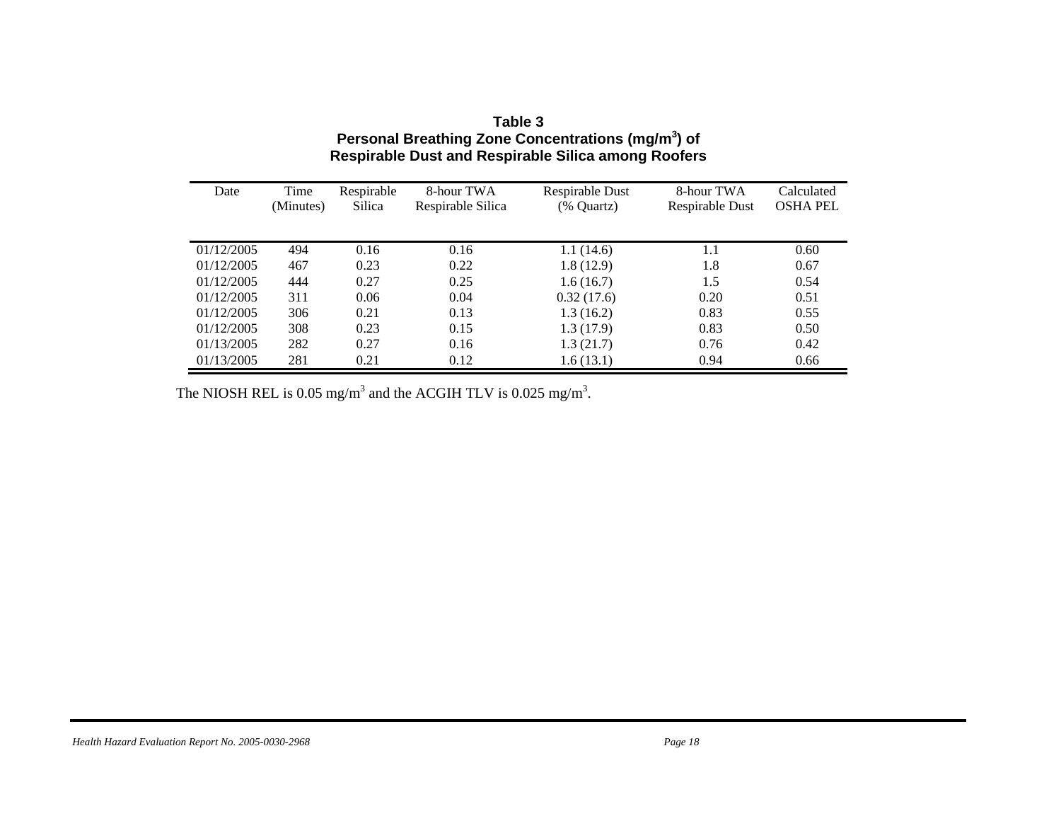**Table 3**
**Personal Breathing Zone Concentrations (mg/m$^3$) of Respirable Dust and Respirable Silica among Roofers**

| Date | Time (Minutes) | Respirable Silica | 8-hour TWA Respirable Silica | Respirable Dust (% Quartz) | 8-hour TWA Respirable Dust | Calculated OSHA PEL |
|---|---|---|---|---|---|---|
| 01/12/2005 | 494 | 0.16 | 0.16 | 1.1 (14.6) | 1.1 | 0.60 |
| 01/12/2005 | 467 | 0.23 | 0.22 | 1.8 (12.9) | 1.8 | 0.67 |
| 01/12/2005 | 444 | 0.27 | 0.25 | 1.6 (16.7) | 1.5 | 0.54 |
| 01/12/2005 | 311 | 0.06 | 0.04 | 0.32 (17.6) | 0.20 | 0.51 |
| 01/12/2005 | 306 | 0.21 | 0.13 | 1.3 (16.2) | 0.83 | 0.55 |
| 01/12/2005 | 308 | 0.23 | 0.15 | 1.3 (17.9) | 0.83 | 0.50 |
| 01/13/2005 | 282 | 0.27 | 0.16 | 1.3 (21.7) | 0.76 | 0.42 |
| 01/13/2005 | 281 | 0.21 | 0.12 | 1.6 (13.1) | 0.94 | 0.66 |

The NIOSH REL is 0.05 mg/m$^3$ and the ACGIH TLV is 0.025 mg/m$^3$.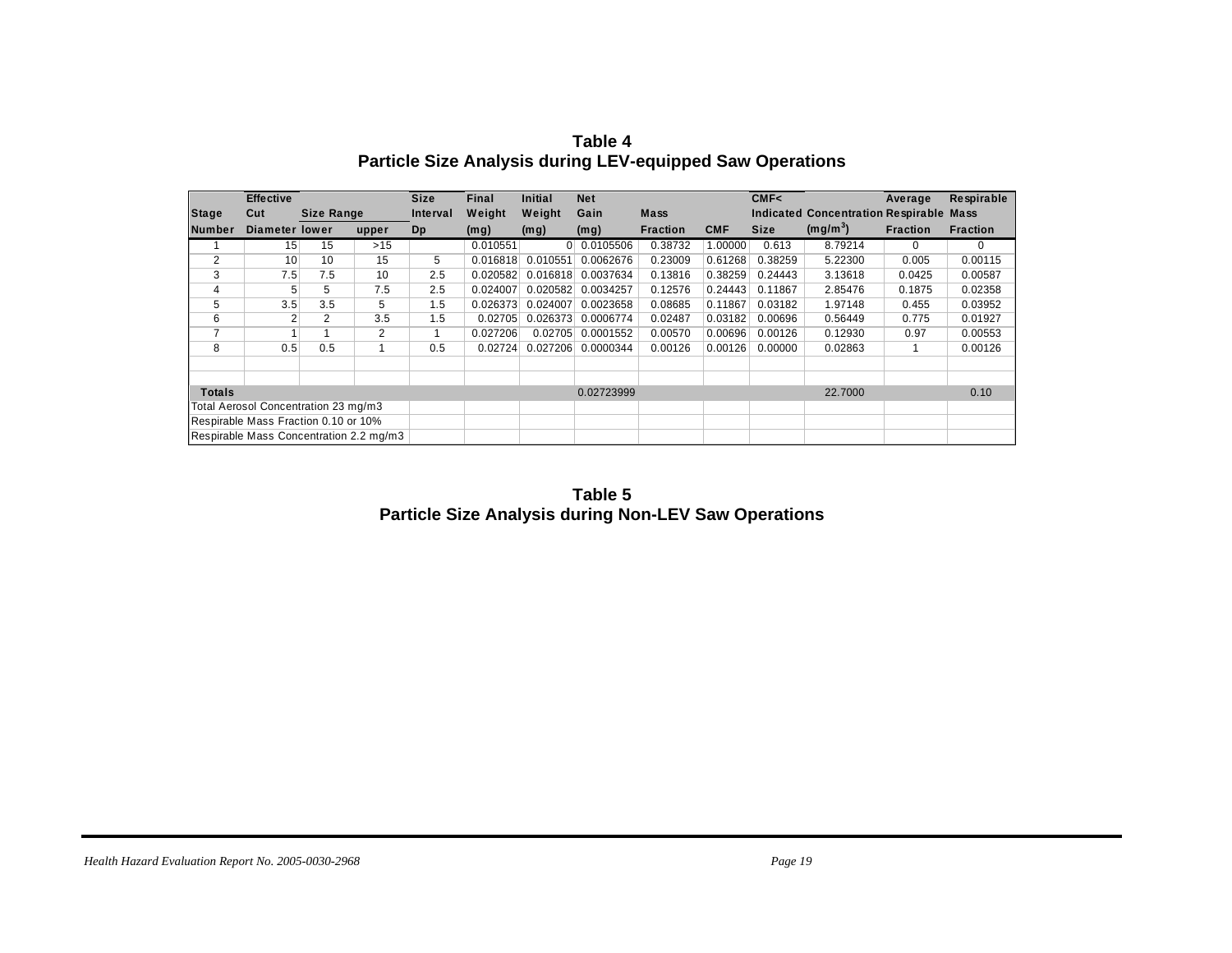**Table 4**
**Particle Size Analysis during LEV-equipped Saw Operations**

| Stage Number | Effective Cut Diameter | Size Range lower | Size Range upper | Size Interval Dp | Final Weight (mg) | Initial Weight (mg) | Net Gain (mg) | Mass Fraction | CMF | CMF< Indicated Size | Concentration (mg/m$^3$) | Average Respirable Fraction | Respirable Mass Fraction |
|---|---|---|---|---|---|---|---|---|---|---|---|---|---|
| 1 | 15 | 15 | >15 | | 0.010551 | 0 | 0.0105506 | 0.38732 | 1.00000 | 0.613 | 8.79214 | 0 | 0 |
| 2 | 10 | 10 | 15 | 5 | 0.016818 | 0.010551 | 0.0062676 | 0.23009 | 0.61268 | 0.38259 | 5.22300 | 0.005 | 0.00115 |
| 3 | 7.5 | 7.5 | 10 | 2.5 | 0.020582 | 0.016818 | 0.0037634 | 0.13816 | 0.38259 | 0.24443 | 3.13618 | 0.0425 | 0.00587 |
| 4 | 5 | 5 | 7.5 | 2.5 | 0.024007 | 0.020582 | 0.0034257 | 0.12576 | 0.24443 | 0.11867 | 2.85476 | 0.1875 | 0.02358 |
| 5 | 3.5 | 3.5 | 5 | 1.5 | 0.026373 | 0.024007 | 0.0023658 | 0.08685 | 0.11867 | 0.03182 | 1.97148 | 0.455 | 0.03952 |
| 6 | 2 | 2 | 3.5 | 1.5 | 0.02705 | 0.026373 | 0.0006774 | 0.02487 | 0.03182 | 0.00696 | 0.56449 | 0.775 | 0.01927 |
| 7 | 1 | 1 | 2 | 1 | 0.027206 | 0.02705 | 0.0001552 | 0.00570 | 0.00696 | 0.00126 | 0.12930 | 0.97 | 0.00553 |
| 8 | 0.5 | 0.5 | 1 | 0.5 | 0.02724 | 0.027206 | 0.0000344 | 0.00126 | 0.00126 | 0.00000 | 0.02863 | 1 | 0.00126 |
| **Totals** | | | | | | | 0.02723999 | | | | 22.7000 | | 0.10 |
| Total Aerosol Concentration 23 mg/m3 | | | | | | | | | | | | | |
| Respirable Mass Fraction 0.10 or 10% | | | | | | | | | | | | | |
| Respirable Mass Concentration 2.2 mg/m3 | | | | | | | | | | | | | |

**Table 5**
**Particle Size Analysis during Non-LEV Saw Operations**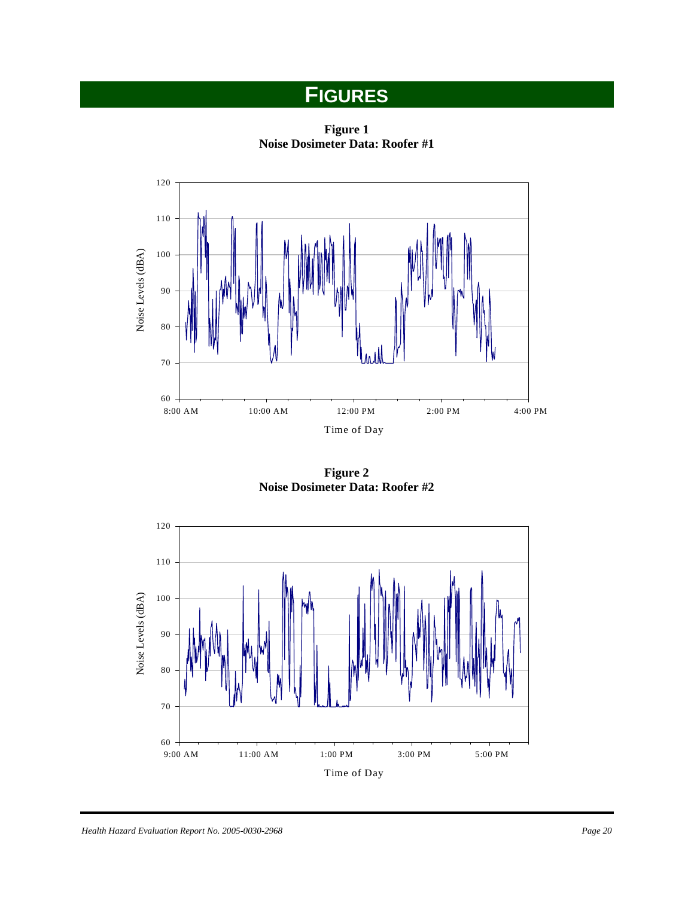# FIGURES

**Figure 1**
**Noise Dosimeter Data: Roofer #1**

**Figure 2**
**Noise Dosimeter Data: Roofer #2**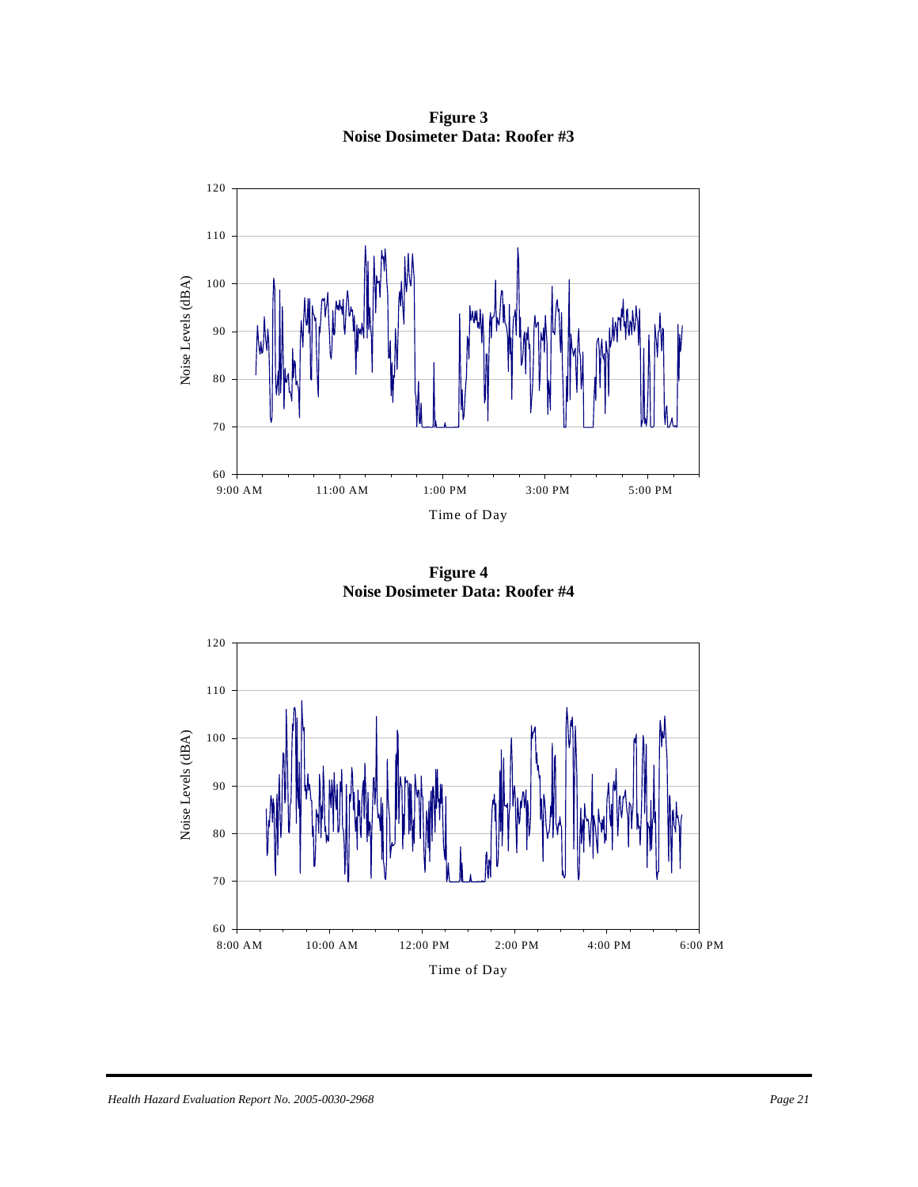**Figure 3**
**Noise Dosimeter Data: Roofer #3**

**Figure 4**
**Noise Dosimeter Data: Roofer #4**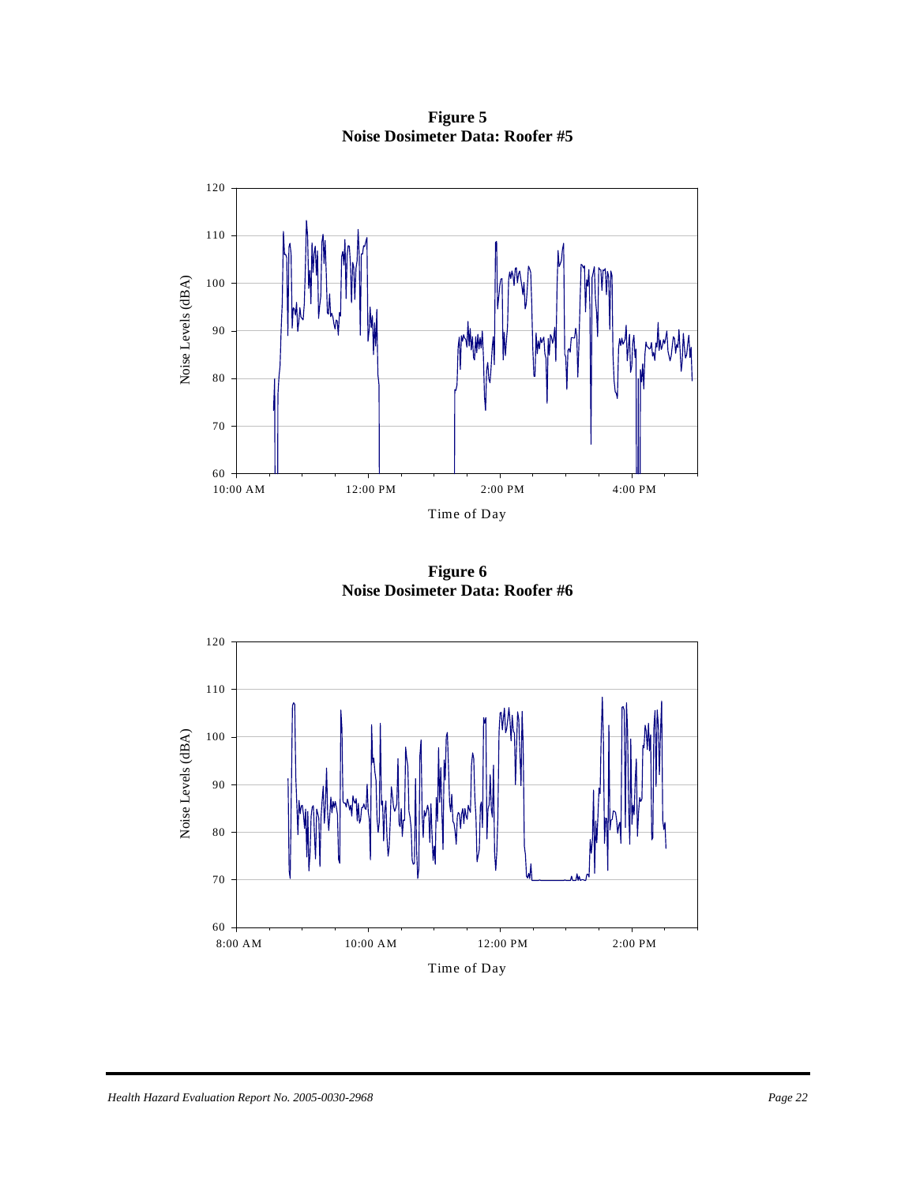**Figure 5**
**Noise Dosimeter Data: Roofer #5**

**Figure 6**
**Noise Dosimeter Data: Roofer #6**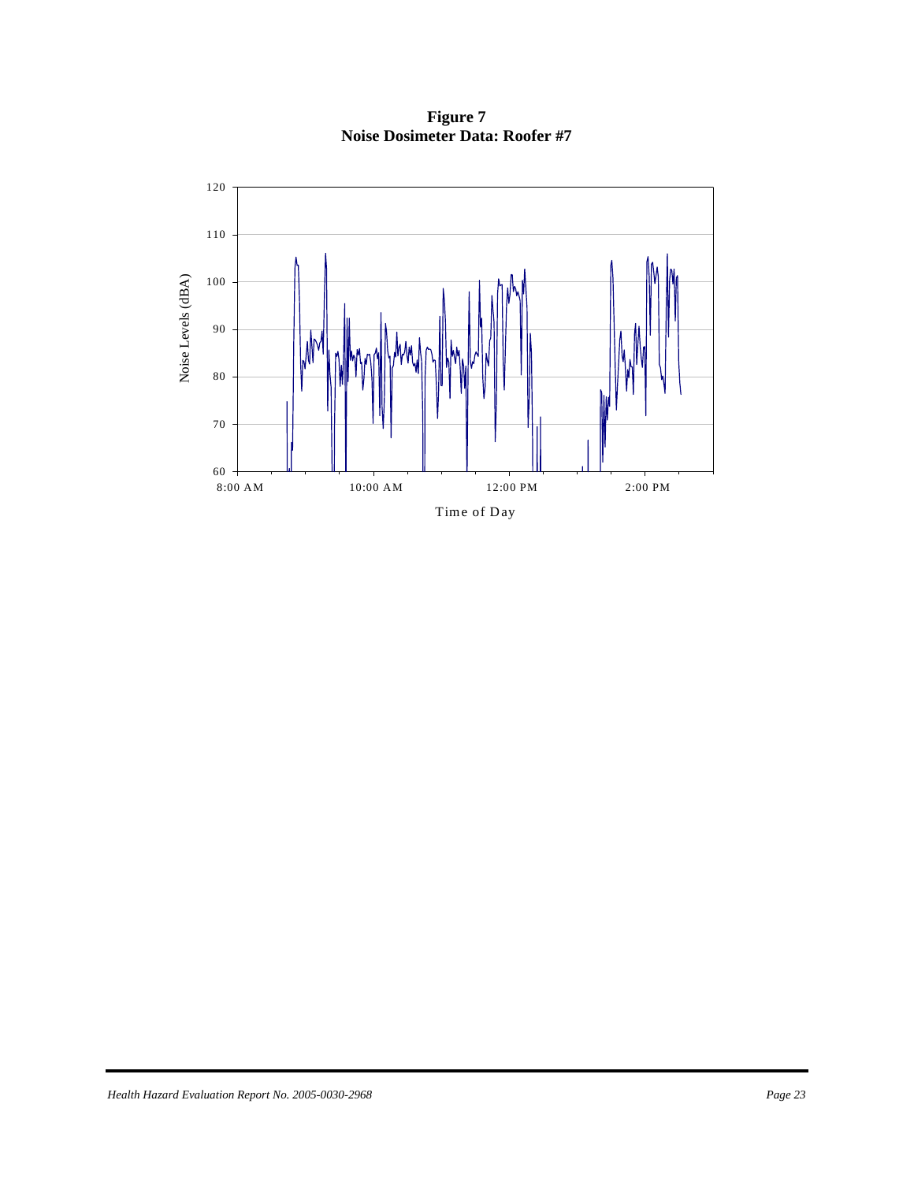**Figure 7**
**Noise Dosimeter Data: Roofer #7**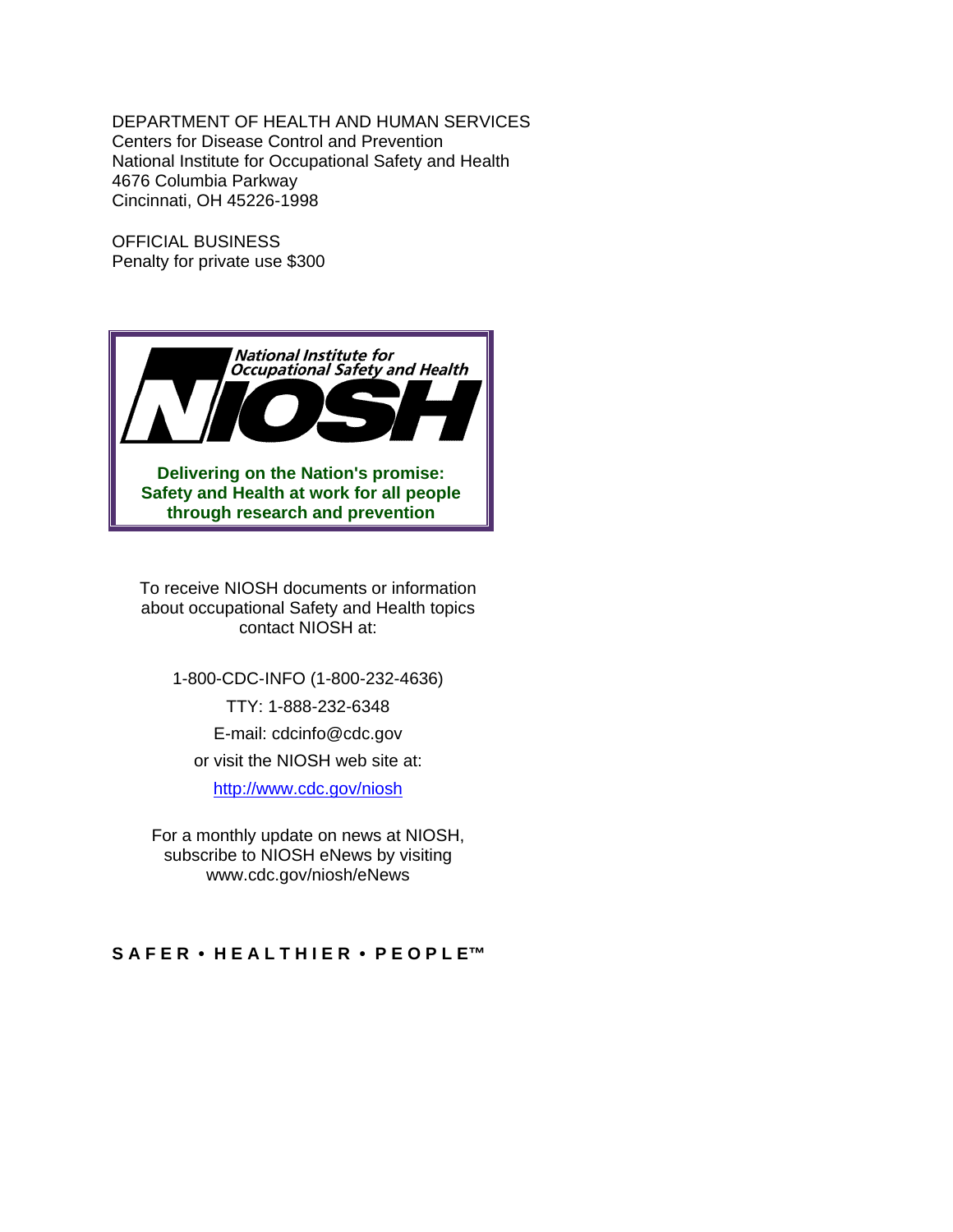DEPARTMENT OF HEALTH AND HUMAN SERVICES
Centers for Disease Control and Prevention
National Institute for Occupational Safety and Health
4676 Columbia Parkway
Cincinnati, OH 45226-1998

OFFICIAL BUSINESS
Penalty for private use $300

National Institute for Occupational Safety and Health

NIOSH

**Delivering on the Nation's promise: Safety and Health at work for all people through research and prevention**

To receive NIOSH documents or information about occupational Safety and Health topics contact NIOSH at:

1-800-CDC-INFO (1-800-232-4636)

TTY: 1-888-232-6348

E-mail: cdcinfo@cdc.gov

or visit the NIOSH web site at:

http://www.cdc.gov/niosh

For a monthly update on news at NIOSH, subscribe to NIOSH eNews by visiting www.cdc.gov/niosh/eNews

**SAFER • HEALTHIER • PEOPLE™**